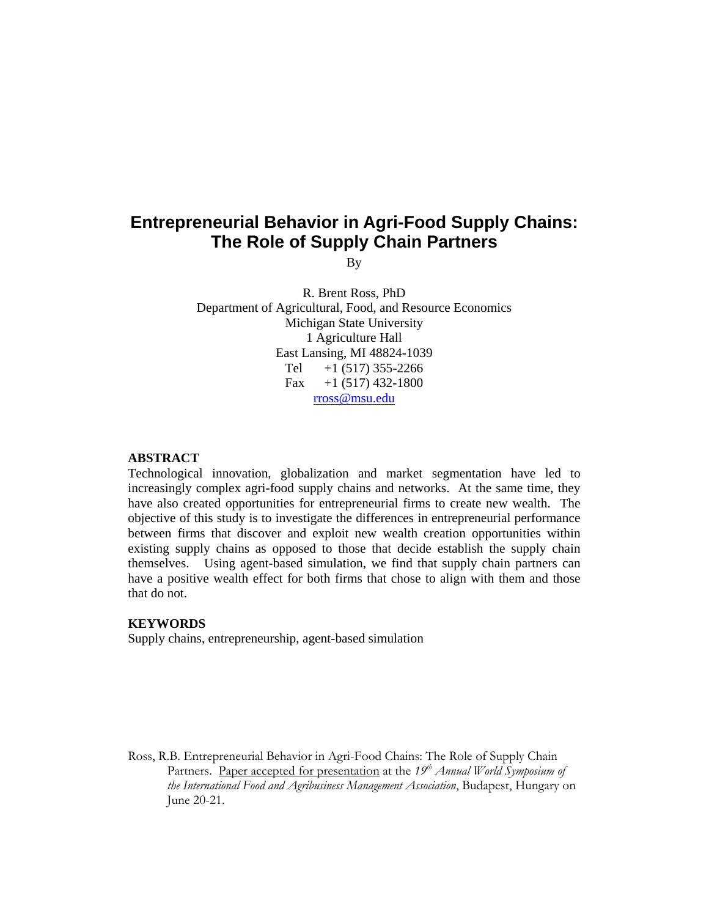# Entrepreneurial Behavior in Agri-Food Supply Chains: The Role of Supply Chain Partners

By

R. Brent Ross, PhD
Department of Agricultural, Food, and Resource Economics
Michigan State University
1 Agriculture Hall
East Lansing, MI 48824-1039
Tel +1 (517) 355-2266
Fax +1 (517) 432-1800
rross@msu.edu

**ABSTRACT**

Technological innovation, globalization and market segmentation have led to increasingly complex agri-food supply chains and networks. At the same time, they have also created opportunities for entrepreneurial firms to create new wealth. The objective of this study is to investigate the differences in entrepreneurial performance between firms that discover and exploit new wealth creation opportunities within existing supply chains as opposed to those that decide establish the supply chain themselves. Using agent-based simulation, we find that supply chain partners can have a positive wealth effect for both firms that chose to align with them and those that do not.

**KEYWORDS**

Supply chains, entrepreneurship, agent-based simulation

Ross, R.B. Entrepreneurial Behavior in Agri-Food Chains: The Role of Supply Chain Partners. Paper accepted for presentation at the *19th Annual World Symposium of the International Food and Agribusiness Management Association*, Budapest, Hungary on June 20-21.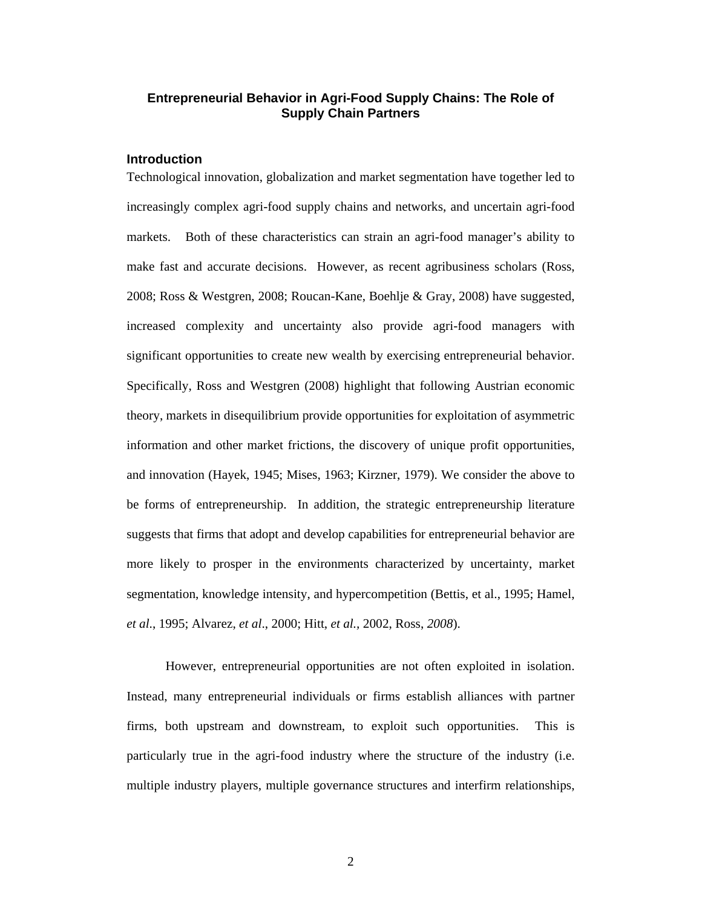# Entrepreneurial Behavior in Agri-Food Supply Chains: The Role of Supply Chain Partners

## Introduction

Technological innovation, globalization and market segmentation have together led to increasingly complex agri-food supply chains and networks, and uncertain agri-food markets. Both of these characteristics can strain an agri-food manager's ability to make fast and accurate decisions. However, as recent agribusiness scholars (Ross, 2008; Ross & Westgren, 2008; Roucan-Kane, Boehlje & Gray, 2008) have suggested, increased complexity and uncertainty also provide agri-food managers with significant opportunities to create new wealth by exercising entrepreneurial behavior. Specifically, Ross and Westgren (2008) highlight that following Austrian economic theory, markets in disequilibrium provide opportunities for exploitation of asymmetric information and other market frictions, the discovery of unique profit opportunities, and innovation (Hayek, 1945; Mises, 1963; Kirzner, 1979). We consider the above to be forms of entrepreneurship. In addition, the strategic entrepreneurship literature suggests that firms that adopt and develop capabilities for entrepreneurial behavior are more likely to prosper in the environments characterized by uncertainty, market segmentation, knowledge intensity, and hypercompetition (Bettis, et al., 1995; Hamel, *et al*., 1995; Alvarez, *et al*., 2000; Hitt, *et al.*, 2002, Ross, *2008*).

However, entrepreneurial opportunities are not often exploited in isolation. Instead, many entrepreneurial individuals or firms establish alliances with partner firms, both upstream and downstream, to exploit such opportunities. This is particularly true in the agri-food industry where the structure of the industry (i.e. multiple industry players, multiple governance structures and interfirm relationships,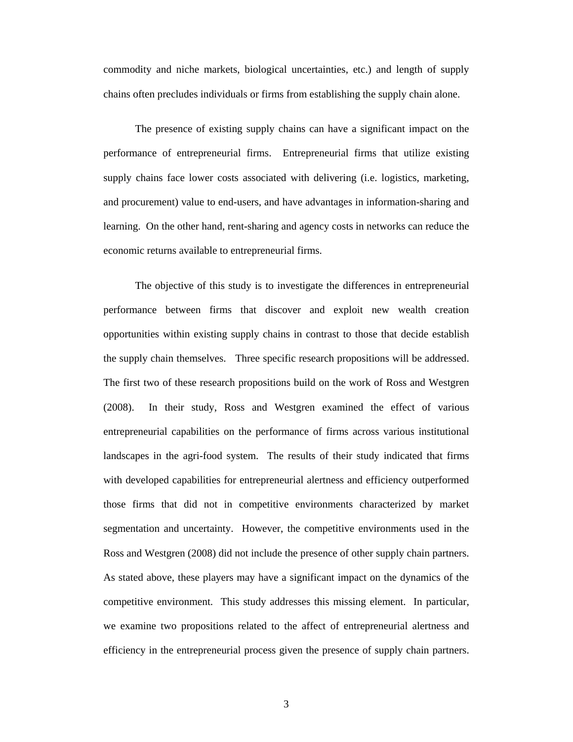commodity and niche markets, biological uncertainties, etc.) and length of supply chains often precludes individuals or firms from establishing the supply chain alone.

The presence of existing supply chains can have a significant impact on the performance of entrepreneurial firms. Entrepreneurial firms that utilize existing supply chains face lower costs associated with delivering (i.e. logistics, marketing, and procurement) value to end-users, and have advantages in information-sharing and learning. On the other hand, rent-sharing and agency costs in networks can reduce the economic returns available to entrepreneurial firms.

The objective of this study is to investigate the differences in entrepreneurial performance between firms that discover and exploit new wealth creation opportunities within existing supply chains in contrast to those that decide establish the supply chain themselves. Three specific research propositions will be addressed. The first two of these research propositions build on the work of Ross and Westgren (2008). In their study, Ross and Westgren examined the effect of various entrepreneurial capabilities on the performance of firms across various institutional landscapes in the agri-food system. The results of their study indicated that firms with developed capabilities for entrepreneurial alertness and efficiency outperformed those firms that did not in competitive environments characterized by market segmentation and uncertainty. However, the competitive environments used in the Ross and Westgren (2008) did not include the presence of other supply chain partners. As stated above, these players may have a significant impact on the dynamics of the competitive environment. This study addresses this missing element. In particular, we examine two propositions related to the affect of entrepreneurial alertness and efficiency in the entrepreneurial process given the presence of supply chain partners.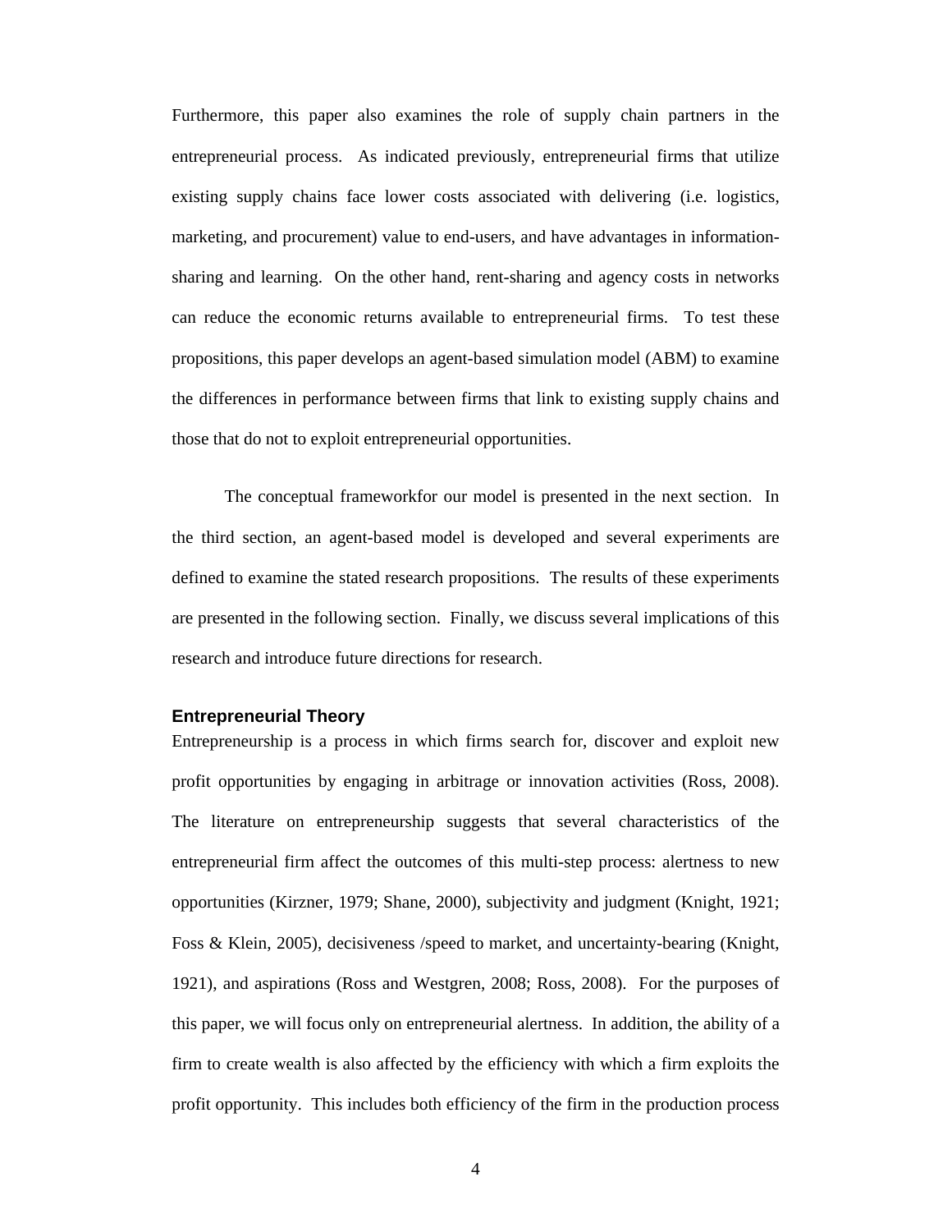Furthermore, this paper also examines the role of supply chain partners in the entrepreneurial process. As indicated previously, entrepreneurial firms that utilize existing supply chains face lower costs associated with delivering (i.e. logistics, marketing, and procurement) value to end-users, and have advantages in information-sharing and learning. On the other hand, rent-sharing and agency costs in networks can reduce the economic returns available to entrepreneurial firms. To test these propositions, this paper develops an agent-based simulation model (ABM) to examine the differences in performance between firms that link to existing supply chains and those that do not to exploit entrepreneurial opportunities.

The conceptual frameworkfor our model is presented in the next section. In the third section, an agent-based model is developed and several experiments are defined to examine the stated research propositions. The results of these experiments are presented in the following section. Finally, we discuss several implications of this research and introduce future directions for research.

## Entrepreneurial Theory

Entrepreneurship is a process in which firms search for, discover and exploit new profit opportunities by engaging in arbitrage or innovation activities (Ross, 2008). The literature on entrepreneurship suggests that several characteristics of the entrepreneurial firm affect the outcomes of this multi-step process: alertness to new opportunities (Kirzner, 1979; Shane, 2000), subjectivity and judgment (Knight, 1921; Foss & Klein, 2005), decisiveness /speed to market, and uncertainty-bearing (Knight, 1921), and aspirations (Ross and Westgren, 2008; Ross, 2008). For the purposes of this paper, we will focus only on entrepreneurial alertness. In addition, the ability of a firm to create wealth is also affected by the efficiency with which a firm exploits the profit opportunity. This includes both efficiency of the firm in the production process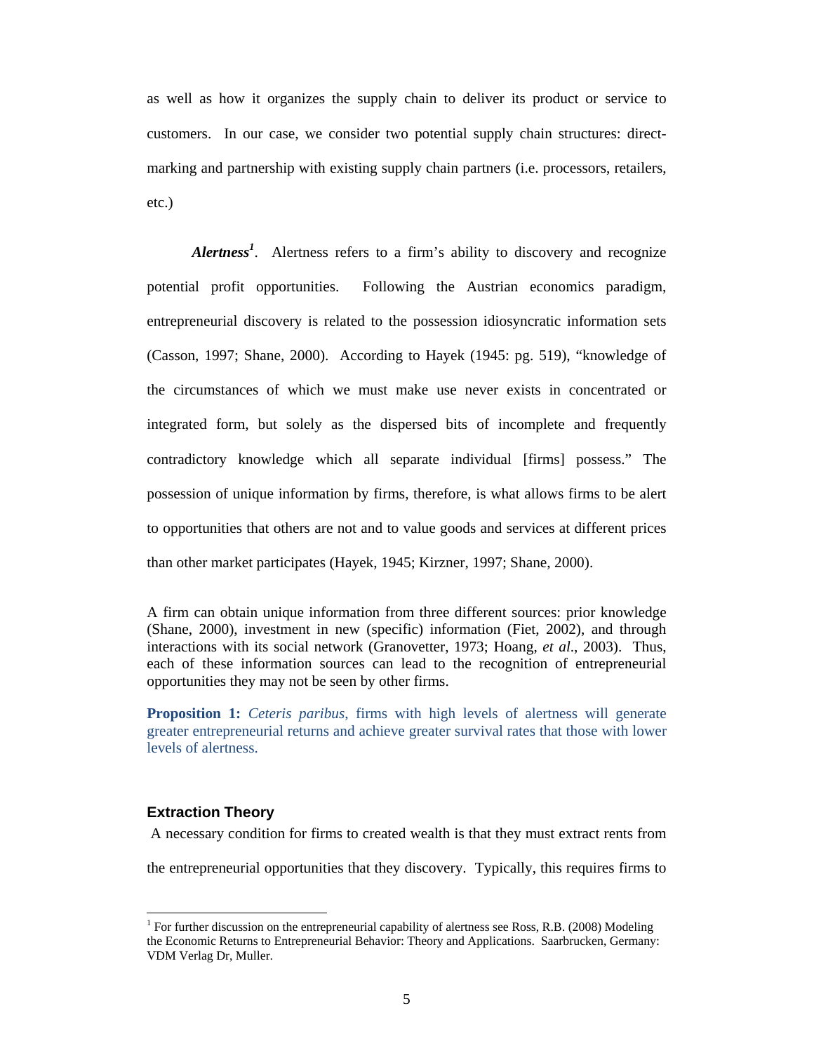as well as how it organizes the supply chain to deliver its product or service to customers. In our case, we consider two potential supply chain structures: direct-marking and partnership with existing supply chain partners (i.e. processors, retailers, etc.)

***Alertness***[1]. Alertness refers to a firm's ability to discovery and recognize potential profit opportunities. Following the Austrian economics paradigm, entrepreneurial discovery is related to the possession idiosyncratic information sets (Casson, 1997; Shane, 2000). According to Hayek (1945: pg. 519), "knowledge of the circumstances of which we must make use never exists in concentrated or integrated form, but solely as the dispersed bits of incomplete and frequently contradictory knowledge which all separate individual [firms] possess." The possession of unique information by firms, therefore, is what allows firms to be alert to opportunities that others are not and to value goods and services at different prices than other market participates (Hayek, 1945; Kirzner, 1997; Shane, 2000).

A firm can obtain unique information from three different sources: prior knowledge (Shane, 2000), investment in new (specific) information (Fiet, 2002), and through interactions with its social network (Granovetter, 1973; Hoang, *et al*., 2003). Thus, each of these information sources can lead to the recognition of entrepreneurial opportunities they may not be seen by other firms.

**Proposition 1:** *Ceteris paribus*, firms with high levels of alertness will generate greater entrepreneurial returns and achieve greater survival rates that those with lower levels of alertness.

### Extraction Theory

A necessary condition for firms to created wealth is that they must extract rents from the entrepreneurial opportunities that they discovery. Typically, this requires firms to

[1] For further discussion on the entrepreneurial capability of alertness see Ross, R.B. (2008) Modeling the Economic Returns to Entrepreneurial Behavior: Theory and Applications. Saarbrucken, Germany: VDM Verlag Dr, Muller.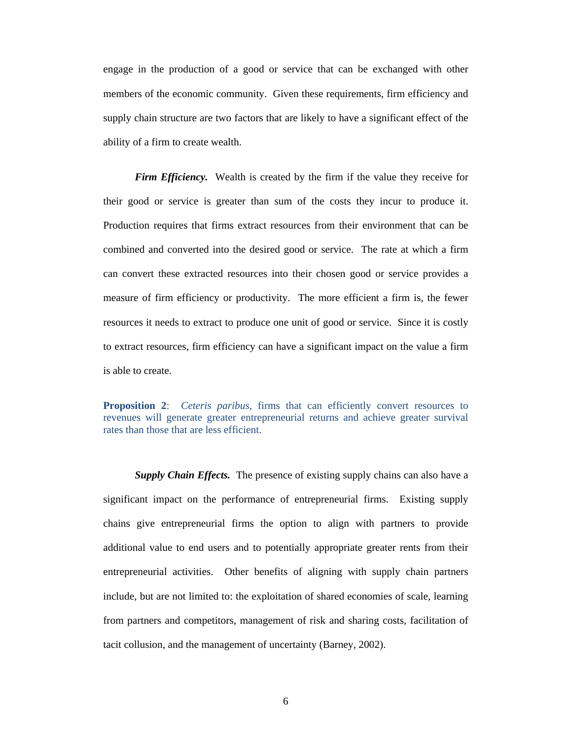engage in the production of a good or service that can be exchanged with other members of the economic community. Given these requirements, firm efficiency and supply chain structure are two factors that are likely to have a significant effect of the ability of a firm to create wealth.

***Firm Efficiency.*** Wealth is created by the firm if the value they receive for their good or service is greater than sum of the costs they incur to produce it. Production requires that firms extract resources from their environment that can be combined and converted into the desired good or service. The rate at which a firm can convert these extracted resources into their chosen good or service provides a measure of firm efficiency or productivity. The more efficient a firm is, the fewer resources it needs to extract to produce one unit of good or service. Since it is costly to extract resources, firm efficiency can have a significant impact on the value a firm is able to create.

**Proposition 2**: *Ceteris paribus*, firms that can efficiently convert resources to revenues will generate greater entrepreneurial returns and achieve greater survival rates than those that are less efficient.

***Supply Chain Effects.*** The presence of existing supply chains can also have a significant impact on the performance of entrepreneurial firms. Existing supply chains give entrepreneurial firms the option to align with partners to provide additional value to end users and to potentially appropriate greater rents from their entrepreneurial activities. Other benefits of aligning with supply chain partners include, but are not limited to: the exploitation of shared economies of scale, learning from partners and competitors, management of risk and sharing costs, facilitation of tacit collusion, and the management of uncertainty (Barney, 2002).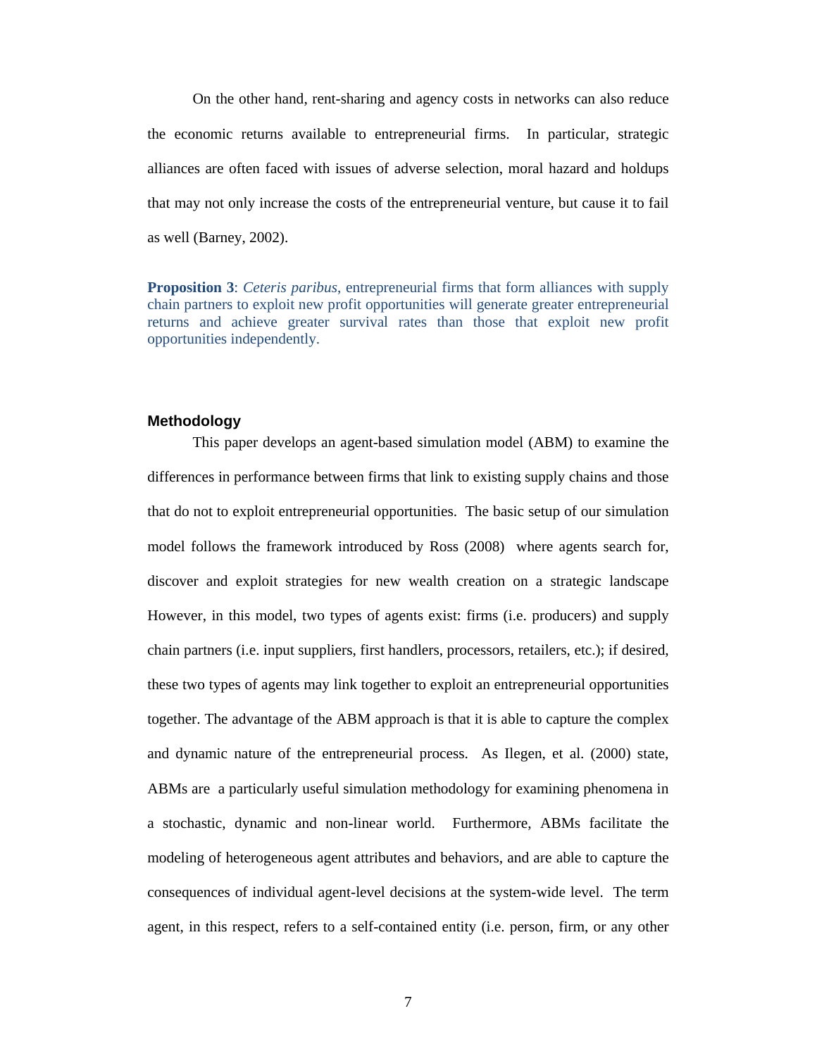On the other hand, rent-sharing and agency costs in networks can also reduce the economic returns available to entrepreneurial firms. In particular, strategic alliances are often faced with issues of adverse selection, moral hazard and holdups that may not only increase the costs of the entrepreneurial venture, but cause it to fail as well (Barney, 2002).

**Proposition 3**: *Ceteris paribus*, entrepreneurial firms that form alliances with supply chain partners to exploit new profit opportunities will generate greater entrepreneurial returns and achieve greater survival rates than those that exploit new profit opportunities independently.

## Methodology

This paper develops an agent-based simulation model (ABM) to examine the differences in performance between firms that link to existing supply chains and those that do not to exploit entrepreneurial opportunities. The basic setup of our simulation model follows the framework introduced by Ross (2008) where agents search for, discover and exploit strategies for new wealth creation on a strategic landscape However, in this model, two types of agents exist: firms (i.e. producers) and supply chain partners (i.e. input suppliers, first handlers, processors, retailers, etc.); if desired, these two types of agents may link together to exploit an entrepreneurial opportunities together. The advantage of the ABM approach is that it is able to capture the complex and dynamic nature of the entrepreneurial process. As Ilegen, et al. (2000) state, ABMs are a particularly useful simulation methodology for examining phenomena in a stochastic, dynamic and non-linear world. Furthermore, ABMs facilitate the modeling of heterogeneous agent attributes and behaviors, and are able to capture the consequences of individual agent-level decisions at the system-wide level. The term agent, in this respect, refers to a self-contained entity (i.e. person, firm, or any other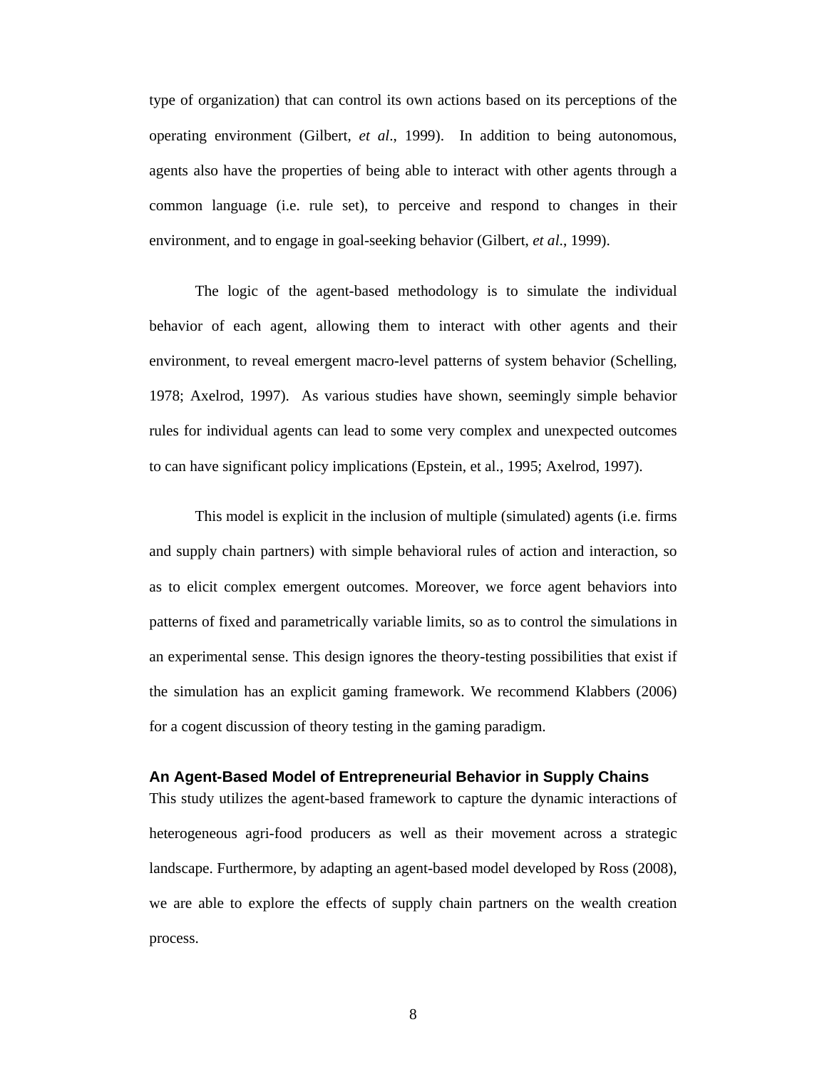type of organization) that can control its own actions based on its perceptions of the operating environment (Gilbert, *et al*., 1999). In addition to being autonomous, agents also have the properties of being able to interact with other agents through a common language (i.e. rule set), to perceive and respond to changes in their environment, and to engage in goal-seeking behavior (Gilbert, *et al*., 1999).

The logic of the agent-based methodology is to simulate the individual behavior of each agent, allowing them to interact with other agents and their environment, to reveal emergent macro-level patterns of system behavior (Schelling, 1978; Axelrod, 1997). As various studies have shown, seemingly simple behavior rules for individual agents can lead to some very complex and unexpected outcomes to can have significant policy implications (Epstein, et al., 1995; Axelrod, 1997).

This model is explicit in the inclusion of multiple (simulated) agents (i.e. firms and supply chain partners) with simple behavioral rules of action and interaction, so as to elicit complex emergent outcomes. Moreover, we force agent behaviors into patterns of fixed and parametrically variable limits, so as to control the simulations in an experimental sense. This design ignores the theory-testing possibilities that exist if the simulation has an explicit gaming framework. We recommend Klabbers (2006) for a cogent discussion of theory testing in the gaming paradigm.

### An Agent-Based Model of Entrepreneurial Behavior in Supply Chains

This study utilizes the agent-based framework to capture the dynamic interactions of heterogeneous agri-food producers as well as their movement across a strategic landscape. Furthermore, by adapting an agent-based model developed by Ross (2008), we are able to explore the effects of supply chain partners on the wealth creation process.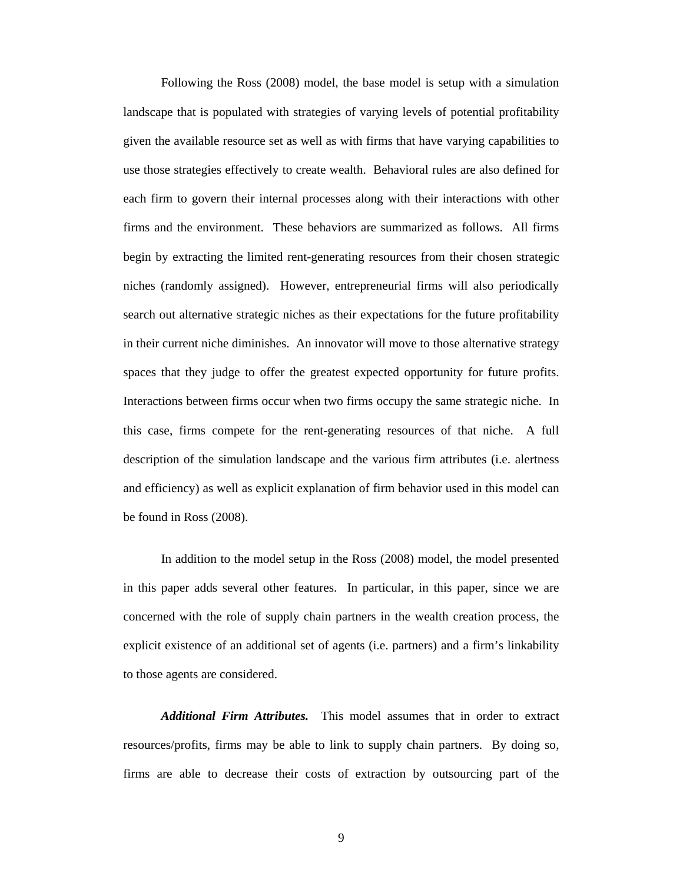Following the Ross (2008) model, the base model is setup with a simulation landscape that is populated with strategies of varying levels of potential profitability given the available resource set as well as with firms that have varying capabilities to use those strategies effectively to create wealth. Behavioral rules are also defined for each firm to govern their internal processes along with their interactions with other firms and the environment. These behaviors are summarized as follows. All firms begin by extracting the limited rent-generating resources from their chosen strategic niches (randomly assigned). However, entrepreneurial firms will also periodically search out alternative strategic niches as their expectations for the future profitability in their current niche diminishes. An innovator will move to those alternative strategy spaces that they judge to offer the greatest expected opportunity for future profits. Interactions between firms occur when two firms occupy the same strategic niche. In this case, firms compete for the rent-generating resources of that niche. A full description of the simulation landscape and the various firm attributes (i.e. alertness and efficiency) as well as explicit explanation of firm behavior used in this model can be found in Ross (2008).

In addition to the model setup in the Ross (2008) model, the model presented in this paper adds several other features. In particular, in this paper, since we are concerned with the role of supply chain partners in the wealth creation process, the explicit existence of an additional set of agents (i.e. partners) and a firm's linkability to those agents are considered.

***Additional Firm Attributes.*** This model assumes that in order to extract resources/profits, firms may be able to link to supply chain partners. By doing so, firms are able to decrease their costs of extraction by outsourcing part of the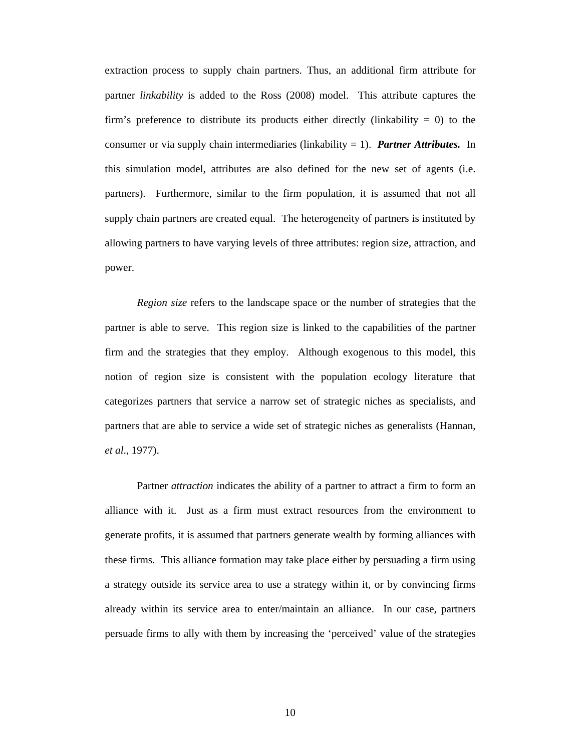extraction process to supply chain partners. Thus, an additional firm attribute for partner *linkability* is added to the Ross (2008) model. This attribute captures the firm's preference to distribute its products either directly (linkability = 0) to the consumer or via supply chain intermediaries (linkability = 1). ***Partner Attributes.*** In this simulation model, attributes are also defined for the new set of agents (i.e. partners). Furthermore, similar to the firm population, it is assumed that not all supply chain partners are created equal. The heterogeneity of partners is instituted by allowing partners to have varying levels of three attributes: region size, attraction, and power.

*Region size* refers to the landscape space or the number of strategies that the partner is able to serve. This region size is linked to the capabilities of the partner firm and the strategies that they employ. Although exogenous to this model, this notion of region size is consistent with the population ecology literature that categorizes partners that service a narrow set of strategic niches as specialists, and partners that are able to service a wide set of strategic niches as generalists (Hannan, *et al*., 1977).

Partner *attraction* indicates the ability of a partner to attract a firm to form an alliance with it. Just as a firm must extract resources from the environment to generate profits, it is assumed that partners generate wealth by forming alliances with these firms. This alliance formation may take place either by persuading a firm using a strategy outside its service area to use a strategy within it, or by convincing firms already within its service area to enter/maintain an alliance. In our case, partners persuade firms to ally with them by increasing the 'perceived' value of the strategies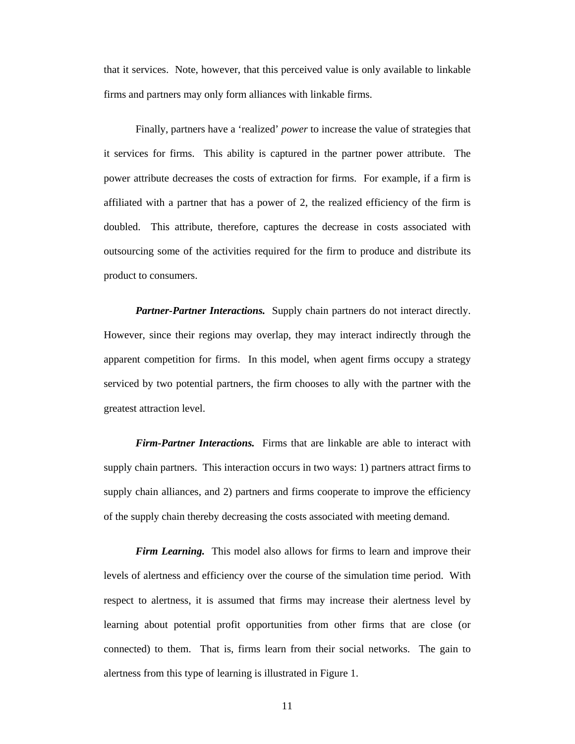that it services. Note, however, that this perceived value is only available to linkable firms and partners may only form alliances with linkable firms.

Finally, partners have a ‘realized’ *power* to increase the value of strategies that it services for firms. This ability is captured in the partner power attribute. The power attribute decreases the costs of extraction for firms. For example, if a firm is affiliated with a partner that has a power of 2, the realized efficiency of the firm is doubled. This attribute, therefore, captures the decrease in costs associated with outsourcing some of the activities required for the firm to produce and distribute its product to consumers.

***Partner-Partner Interactions.*** Supply chain partners do not interact directly. However, since their regions may overlap, they may interact indirectly through the apparent competition for firms. In this model, when agent firms occupy a strategy serviced by two potential partners, the firm chooses to ally with the partner with the greatest attraction level.

***Firm-Partner Interactions.*** Firms that are linkable are able to interact with supply chain partners. This interaction occurs in two ways: 1) partners attract firms to supply chain alliances, and 2) partners and firms cooperate to improve the efficiency of the supply chain thereby decreasing the costs associated with meeting demand.

***Firm Learning.*** This model also allows for firms to learn and improve their levels of alertness and efficiency over the course of the simulation time period. With respect to alertness, it is assumed that firms may increase their alertness level by learning about potential profit opportunities from other firms that are close (or connected) to them. That is, firms learn from their social networks. The gain to alertness from this type of learning is illustrated in Figure 1.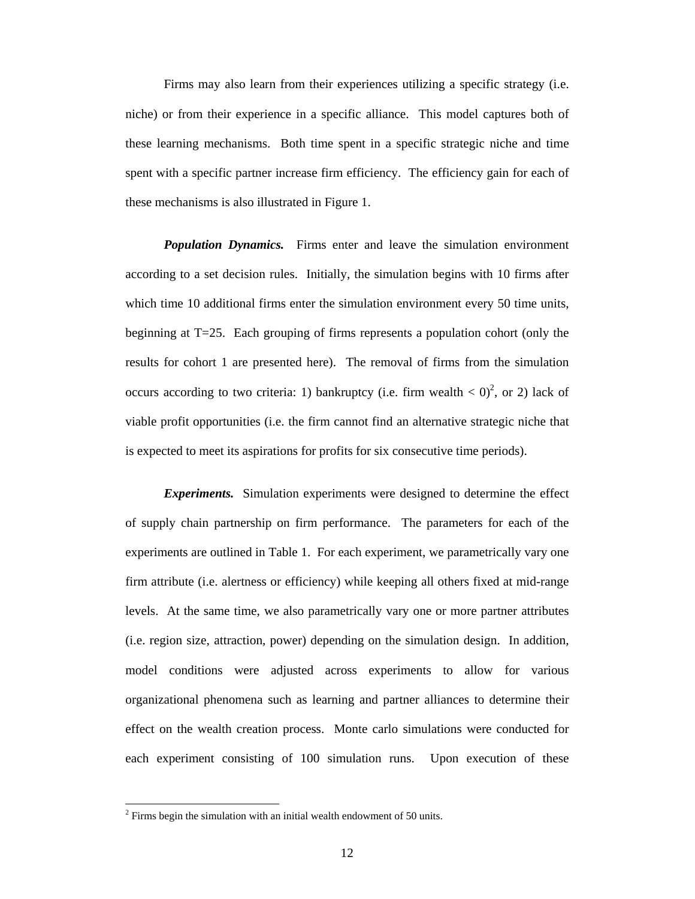Firms may also learn from their experiences utilizing a specific strategy (i.e. niche) or from their experience in a specific alliance. This model captures both of these learning mechanisms. Both time spent in a specific strategic niche and time spent with a specific partner increase firm efficiency. The efficiency gain for each of these mechanisms is also illustrated in Figure 1.

***Population Dynamics.*** Firms enter and leave the simulation environment according to a set decision rules. Initially, the simulation begins with 10 firms after which time 10 additional firms enter the simulation environment every 50 time units, beginning at T=25. Each grouping of firms represents a population cohort (only the results for cohort 1 are presented here). The removal of firms from the simulation occurs according to two criteria: 1) bankruptcy (i.e. firm wealth < 0)[2], or 2) lack of viable profit opportunities (i.e. the firm cannot find an alternative strategic niche that is expected to meet its aspirations for profits for six consecutive time periods).

***Experiments.*** Simulation experiments were designed to determine the effect of supply chain partnership on firm performance. The parameters for each of the experiments are outlined in Table 1. For each experiment, we parametrically vary one firm attribute (i.e. alertness or efficiency) while keeping all others fixed at mid-range levels. At the same time, we also parametrically vary one or more partner attributes (i.e. region size, attraction, power) depending on the simulation design. In addition, model conditions were adjusted across experiments to allow for various organizational phenomena such as learning and partner alliances to determine their effect on the wealth creation process. Monte carlo simulations were conducted for each experiment consisting of 100 simulation runs. Upon execution of these

---

[2] Firms begin the simulation with an initial wealth endowment of 50 units.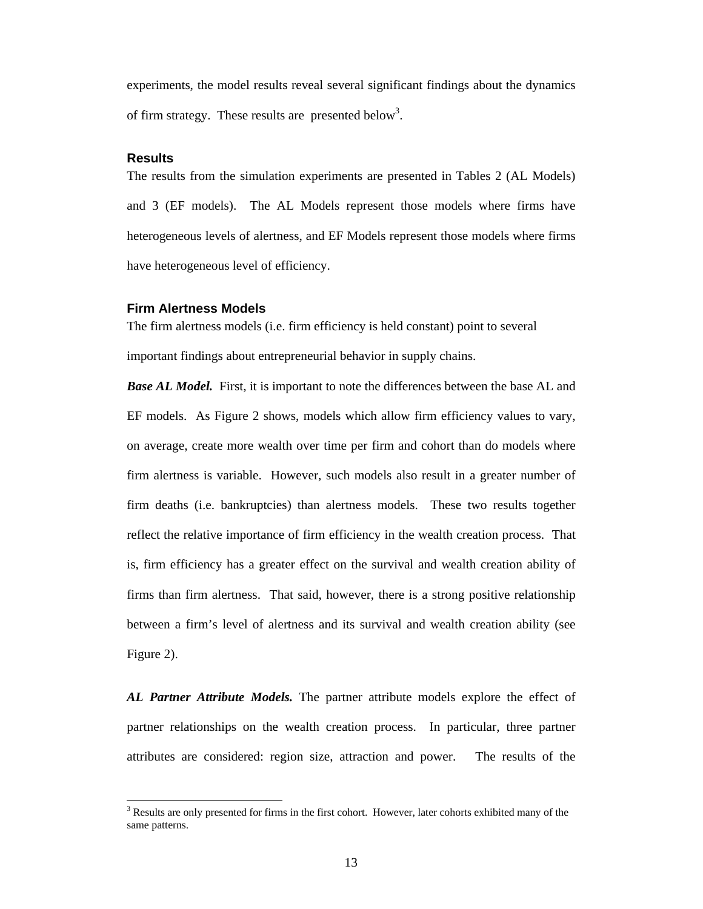experiments, the model results reveal several significant findings about the dynamics of firm strategy. These results are presented below[3].

## Results

The results from the simulation experiments are presented in Tables 2 (AL Models) and 3 (EF models). The AL Models represent those models where firms have heterogeneous levels of alertness, and EF Models represent those models where firms have heterogeneous level of efficiency.

### Firm Alertness Models

The firm alertness models (i.e. firm efficiency is held constant) point to several important findings about entrepreneurial behavior in supply chains.

***Base AL Model.*** First, it is important to note the differences between the base AL and EF models. As Figure 2 shows, models which allow firm efficiency values to vary, on average, create more wealth over time per firm and cohort than do models where firm alertness is variable. However, such models also result in a greater number of firm deaths (i.e. bankruptcies) than alertness models. These two results together reflect the relative importance of firm efficiency in the wealth creation process. That is, firm efficiency has a greater effect on the survival and wealth creation ability of firms than firm alertness. That said, however, there is a strong positive relationship between a firm's level of alertness and its survival and wealth creation ability (see Figure 2).

***AL Partner Attribute Models.*** The partner attribute models explore the effect of partner relationships on the wealth creation process. In particular, three partner attributes are considered: region size, attraction and power. The results of the

[3] Results are only presented for firms in the first cohort. However, later cohorts exhibited many of the same patterns.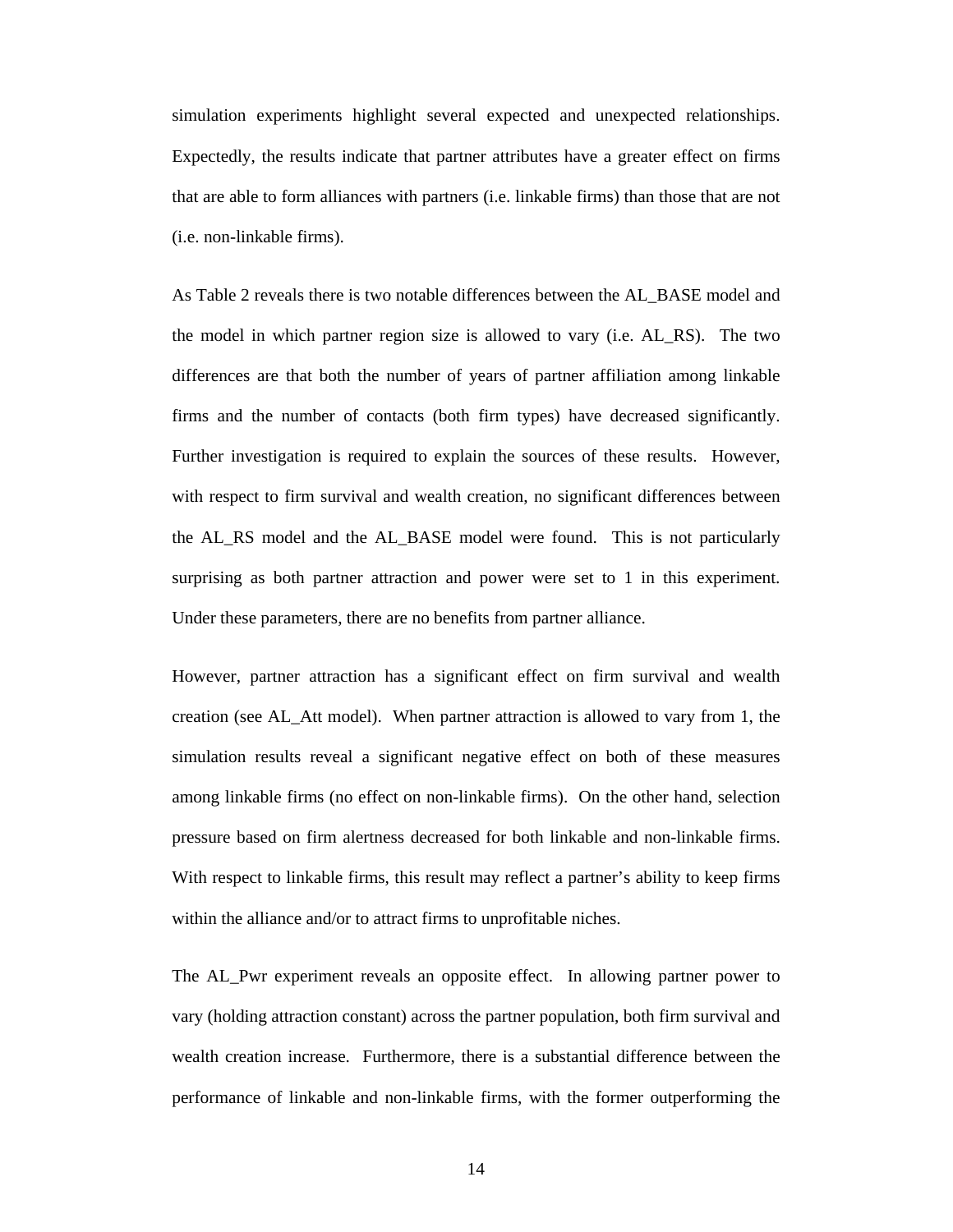simulation experiments highlight several expected and unexpected relationships. Expectedly, the results indicate that partner attributes have a greater effect on firms that are able to form alliances with partners (i.e. linkable firms) than those that are not (i.e. non-linkable firms).

As Table 2 reveals there is two notable differences between the AL_BASE model and the model in which partner region size is allowed to vary (i.e. AL_RS). The two differences are that both the number of years of partner affiliation among linkable firms and the number of contacts (both firm types) have decreased significantly. Further investigation is required to explain the sources of these results. However, with respect to firm survival and wealth creation, no significant differences between the AL_RS model and the AL_BASE model were found. This is not particularly surprising as both partner attraction and power were set to 1 in this experiment. Under these parameters, there are no benefits from partner alliance.

However, partner attraction has a significant effect on firm survival and wealth creation (see AL_Att model). When partner attraction is allowed to vary from 1, the simulation results reveal a significant negative effect on both of these measures among linkable firms (no effect on non-linkable firms). On the other hand, selection pressure based on firm alertness decreased for both linkable and non-linkable firms. With respect to linkable firms, this result may reflect a partner's ability to keep firms within the alliance and/or to attract firms to unprofitable niches.

The AL_Pwr experiment reveals an opposite effect. In allowing partner power to vary (holding attraction constant) across the partner population, both firm survival and wealth creation increase. Furthermore, there is a substantial difference between the performance of linkable and non-linkable firms, with the former outperforming the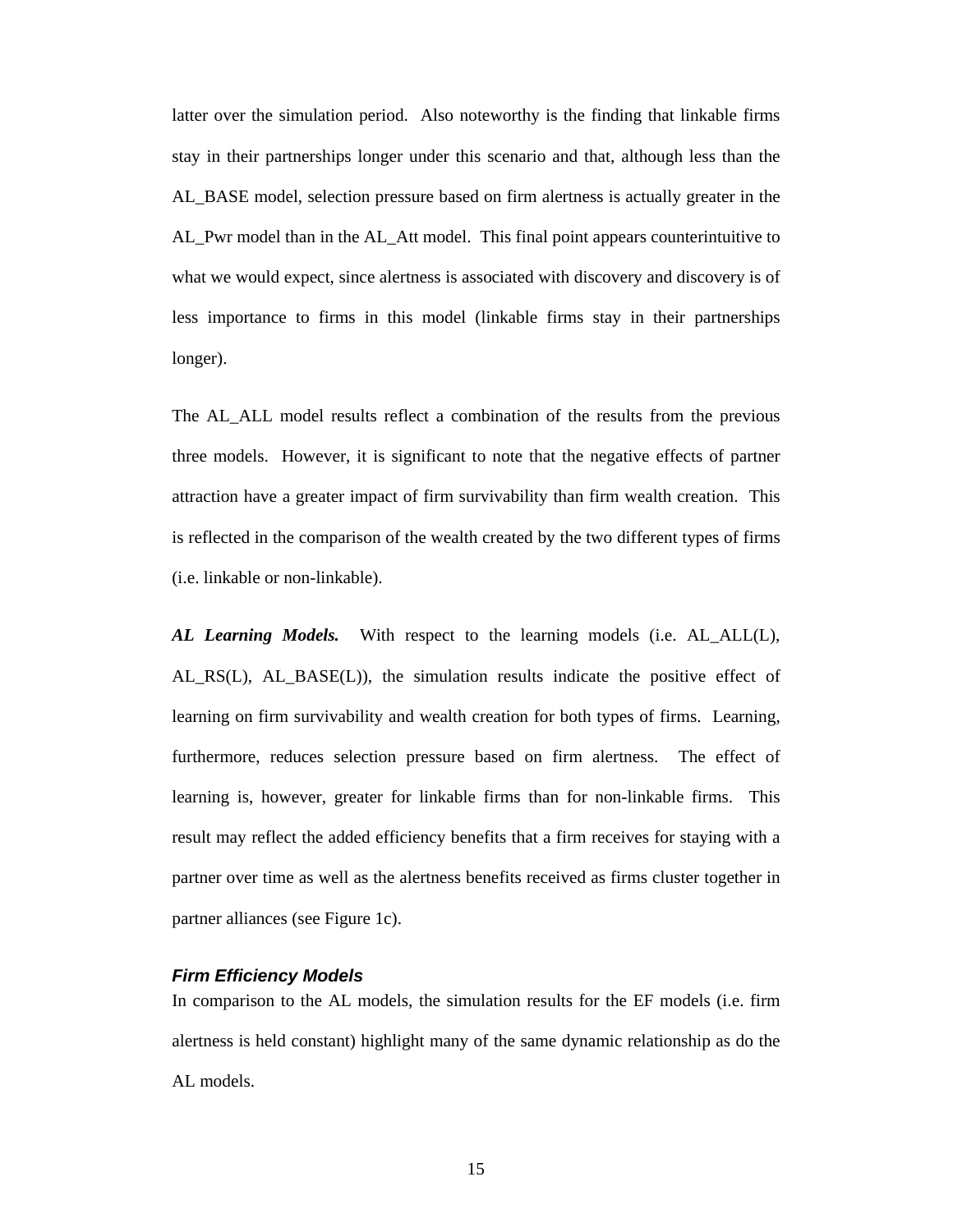latter over the simulation period. Also noteworthy is the finding that linkable firms stay in their partnerships longer under this scenario and that, although less than the AL_BASE model, selection pressure based on firm alertness is actually greater in the AL_Pwr model than in the AL_Att model. This final point appears counterintuitive to what we would expect, since alertness is associated with discovery and discovery is of less importance to firms in this model (linkable firms stay in their partnerships longer).

The AL_ALL model results reflect a combination of the results from the previous three models. However, it is significant to note that the negative effects of partner attraction have a greater impact of firm survivability than firm wealth creation. This is reflected in the comparison of the wealth created by the two different types of firms (i.e. linkable or non-linkable).

***AL Learning Models.*** With respect to the learning models (i.e. AL_ALL(L), AL_RS(L), AL_BASE(L)), the simulation results indicate the positive effect of learning on firm survivability and wealth creation for both types of firms. Learning, furthermore, reduces selection pressure based on firm alertness. The effect of learning is, however, greater for linkable firms than for non-linkable firms. This result may reflect the added efficiency benefits that a firm receives for staying with a partner over time as well as the alertness benefits received as firms cluster together in partner alliances (see Figure 1c).

### *Firm Efficiency Models*

In comparison to the AL models, the simulation results for the EF models (i.e. firm alertness is held constant) highlight many of the same dynamic relationship as do the AL models.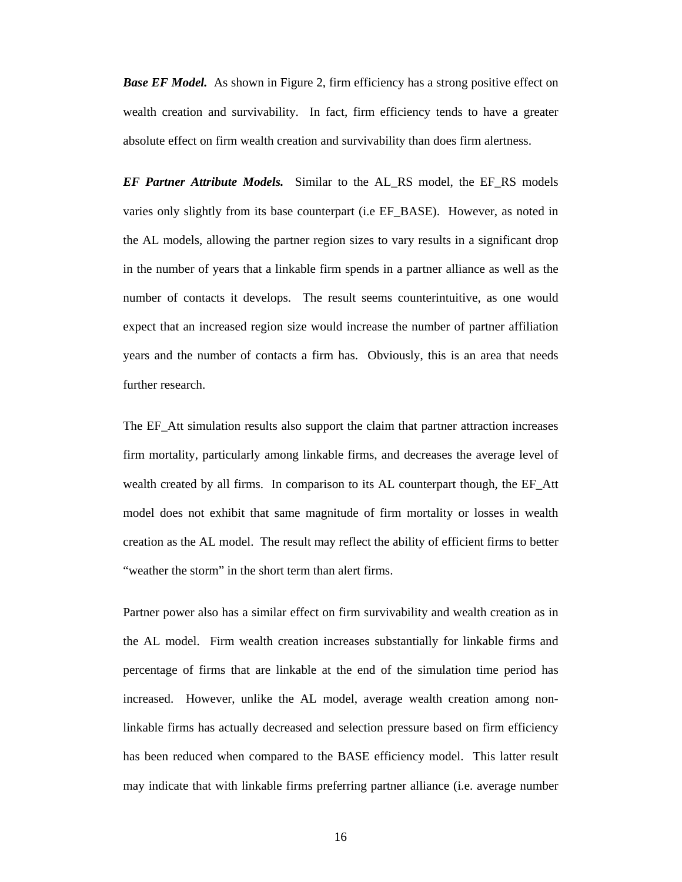***Base EF Model.*** As shown in Figure 2, firm efficiency has a strong positive effect on wealth creation and survivability. In fact, firm efficiency tends to have a greater absolute effect on firm wealth creation and survivability than does firm alertness.

***EF Partner Attribute Models.*** Similar to the AL_RS model, the EF_RS models varies only slightly from its base counterpart (i.e EF_BASE). However, as noted in the AL models, allowing the partner region sizes to vary results in a significant drop in the number of years that a linkable firm spends in a partner alliance as well as the number of contacts it develops. The result seems counterintuitive, as one would expect that an increased region size would increase the number of partner affiliation years and the number of contacts a firm has. Obviously, this is an area that needs further research.

The EF_Att simulation results also support the claim that partner attraction increases firm mortality, particularly among linkable firms, and decreases the average level of wealth created by all firms. In comparison to its AL counterpart though, the EF_Att model does not exhibit that same magnitude of firm mortality or losses in wealth creation as the AL model. The result may reflect the ability of efficient firms to better "weather the storm" in the short term than alert firms.

Partner power also has a similar effect on firm survivability and wealth creation as in the AL model. Firm wealth creation increases substantially for linkable firms and percentage of firms that are linkable at the end of the simulation time period has increased. However, unlike the AL model, average wealth creation among non-linkable firms has actually decreased and selection pressure based on firm efficiency has been reduced when compared to the BASE efficiency model. This latter result may indicate that with linkable firms preferring partner alliance (i.e. average number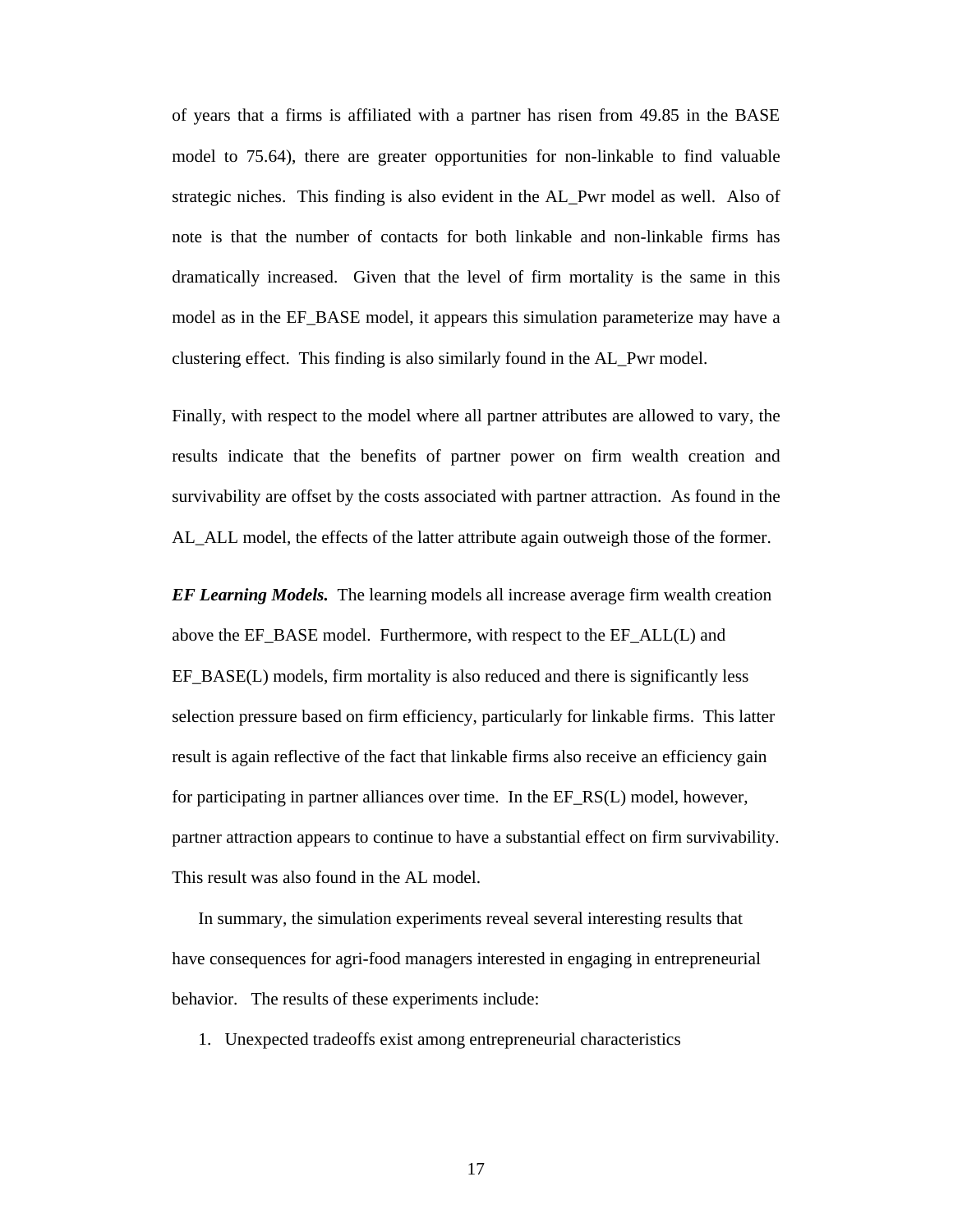of years that a firms is affiliated with a partner has risen from 49.85 in the BASE model to 75.64), there are greater opportunities for non-linkable to find valuable strategic niches. This finding is also evident in the AL_Pwr model as well. Also of note is that the number of contacts for both linkable and non-linkable firms has dramatically increased. Given that the level of firm mortality is the same in this model as in the EF_BASE model, it appears this simulation parameterize may have a clustering effect. This finding is also similarly found in the AL_Pwr model.

Finally, with respect to the model where all partner attributes are allowed to vary, the results indicate that the benefits of partner power on firm wealth creation and survivability are offset by the costs associated with partner attraction. As found in the AL_ALL model, the effects of the latter attribute again outweigh those of the former.

***EF Learning Models.*** The learning models all increase average firm wealth creation above the EF_BASE model. Furthermore, with respect to the EF_ALL(L) and EF_BASE(L) models, firm mortality is also reduced and there is significantly less selection pressure based on firm efficiency, particularly for linkable firms. This latter result is again reflective of the fact that linkable firms also receive an efficiency gain for participating in partner alliances over time. In the EF_RS(L) model, however, partner attraction appears to continue to have a substantial effect on firm survivability. This result was also found in the AL model.

In summary, the simulation experiments reveal several interesting results that have consequences for agri-food managers interested in engaging in entrepreneurial behavior. The results of these experiments include:

1. Unexpected tradeoffs exist among entrepreneurial characteristics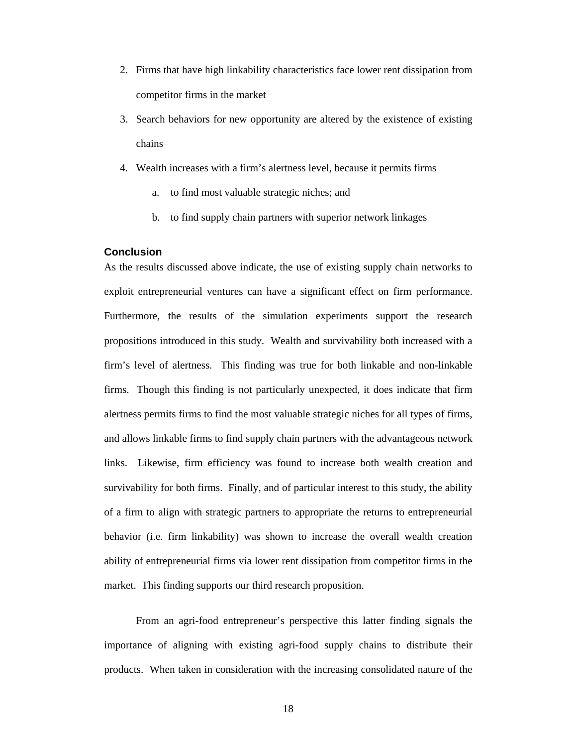2. Firms that have high linkability characteristics face lower rent dissipation from competitor firms in the market
3. Search behaviors for new opportunity are altered by the existence of existing chains
4. Wealth increases with a firm's alertness level, because it permits firms
    a. to find most valuable strategic niches; and
    b. to find supply chain partners with superior network linkages

## Conclusion

As the results discussed above indicate, the use of existing supply chain networks to exploit entrepreneurial ventures can have a significant effect on firm performance. Furthermore, the results of the simulation experiments support the research propositions introduced in this study. Wealth and survivability both increased with a firm's level of alertness. This finding was true for both linkable and non-linkable firms. Though this finding is not particularly unexpected, it does indicate that firm alertness permits firms to find the most valuable strategic niches for all types of firms, and allows linkable firms to find supply chain partners with the advantageous network links. Likewise, firm efficiency was found to increase both wealth creation and survivability for both firms. Finally, and of particular interest to this study, the ability of a firm to align with strategic partners to appropriate the returns to entrepreneurial behavior (i.e. firm linkability) was shown to increase the overall wealth creation ability of entrepreneurial firms via lower rent dissipation from competitor firms in the market. This finding supports our third research proposition.

From an agri-food entrepreneur's perspective this latter finding signals the importance of aligning with existing agri-food supply chains to distribute their products. When taken in consideration with the increasing consolidated nature of the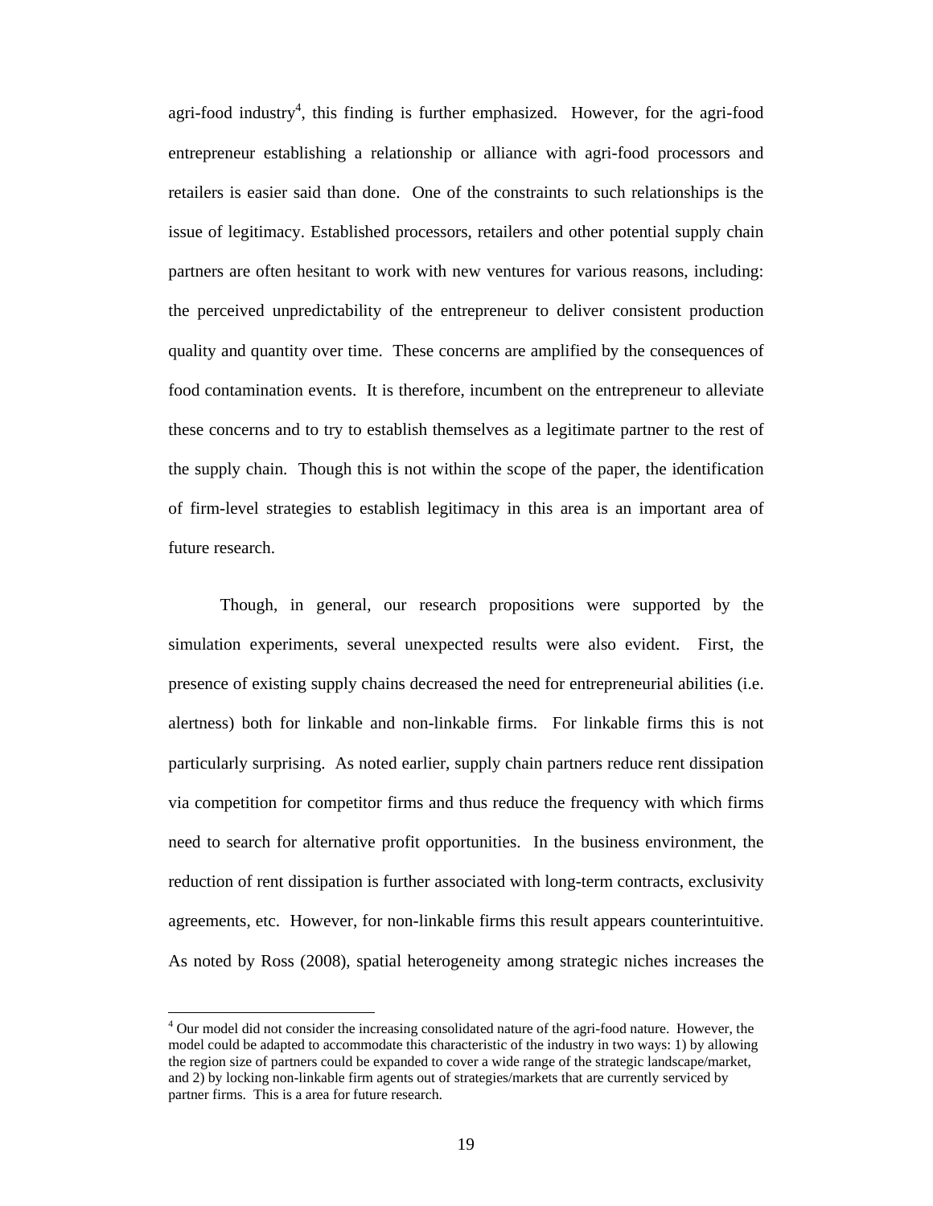agri-food industry[4], this finding is further emphasized. However, for the agri-food entrepreneur establishing a relationship or alliance with agri-food processors and retailers is easier said than done. One of the constraints to such relationships is the issue of legitimacy. Established processors, retailers and other potential supply chain partners are often hesitant to work with new ventures for various reasons, including: the perceived unpredictability of the entrepreneur to deliver consistent production quality and quantity over time. These concerns are amplified by the consequences of food contamination events. It is therefore, incumbent on the entrepreneur to alleviate these concerns and to try to establish themselves as a legitimate partner to the rest of the supply chain. Though this is not within the scope of the paper, the identification of firm-level strategies to establish legitimacy in this area is an important area of future research.

Though, in general, our research propositions were supported by the simulation experiments, several unexpected results were also evident. First, the presence of existing supply chains decreased the need for entrepreneurial abilities (i.e. alertness) both for linkable and non-linkable firms. For linkable firms this is not particularly surprising. As noted earlier, supply chain partners reduce rent dissipation via competition for competitor firms and thus reduce the frequency with which firms need to search for alternative profit opportunities. In the business environment, the reduction of rent dissipation is further associated with long-term contracts, exclusivity agreements, etc. However, for non-linkable firms this result appears counterintuitive. As noted by Ross (2008), spatial heterogeneity among strategic niches increases the

[4] Our model did not consider the increasing consolidated nature of the agri-food nature. However, the model could be adapted to accommodate this characteristic of the industry in two ways: 1) by allowing the region size of partners could be expanded to cover a wide range of the strategic landscape/market, and 2) by locking non-linkable firm agents out of strategies/markets that are currently serviced by partner firms. This is a area for future research.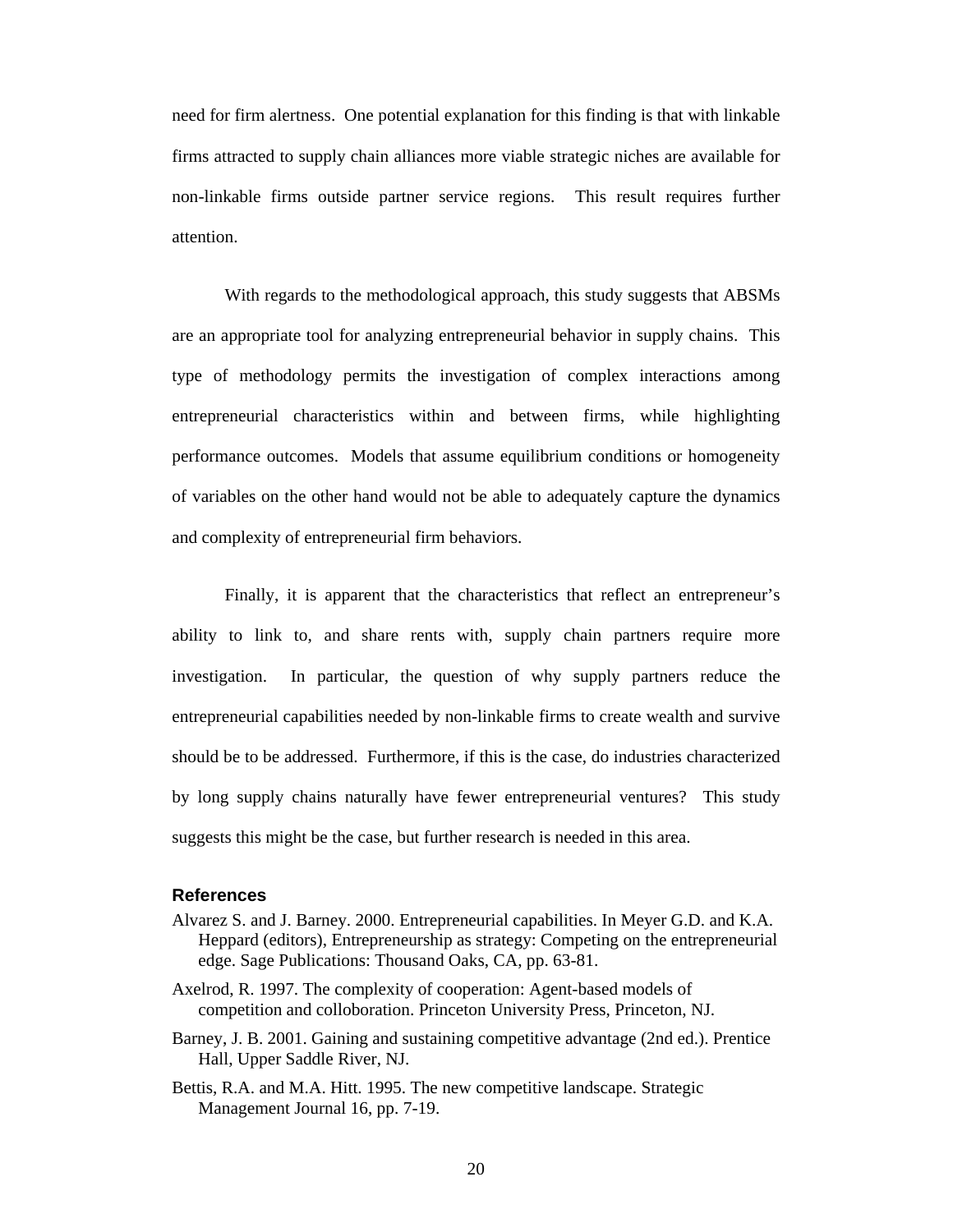need for firm alertness. One potential explanation for this finding is that with linkable firms attracted to supply chain alliances more viable strategic niches are available for non-linkable firms outside partner service regions. This result requires further attention.

With regards to the methodological approach, this study suggests that ABSMs are an appropriate tool for analyzing entrepreneurial behavior in supply chains. This type of methodology permits the investigation of complex interactions among entrepreneurial characteristics within and between firms, while highlighting performance outcomes. Models that assume equilibrium conditions or homogeneity of variables on the other hand would not be able to adequately capture the dynamics and complexity of entrepreneurial firm behaviors.

Finally, it is apparent that the characteristics that reflect an entrepreneur's ability to link to, and share rents with, supply chain partners require more investigation. In particular, the question of why supply partners reduce the entrepreneurial capabilities needed by non-linkable firms to create wealth and survive should be to be addressed. Furthermore, if this is the case, do industries characterized by long supply chains naturally have fewer entrepreneurial ventures? This study suggests this might be the case, but further research is needed in this area.

## References

Alvarez S. and J. Barney. 2000. Entrepreneurial capabilities. In Meyer G.D. and K.A. Heppard (editors), Entrepreneurship as strategy: Competing on the entrepreneurial edge. Sage Publications: Thousand Oaks, CA, pp. 63-81.

Axelrod, R. 1997. The complexity of cooperation: Agent-based models of competition and colloboration. Princeton University Press, Princeton, NJ.

Barney, J. B. 2001. Gaining and sustaining competitive advantage (2nd ed.). Prentice Hall, Upper Saddle River, NJ.

Bettis, R.A. and M.A. Hitt. 1995. The new competitive landscape. Strategic Management Journal 16, pp. 7-19.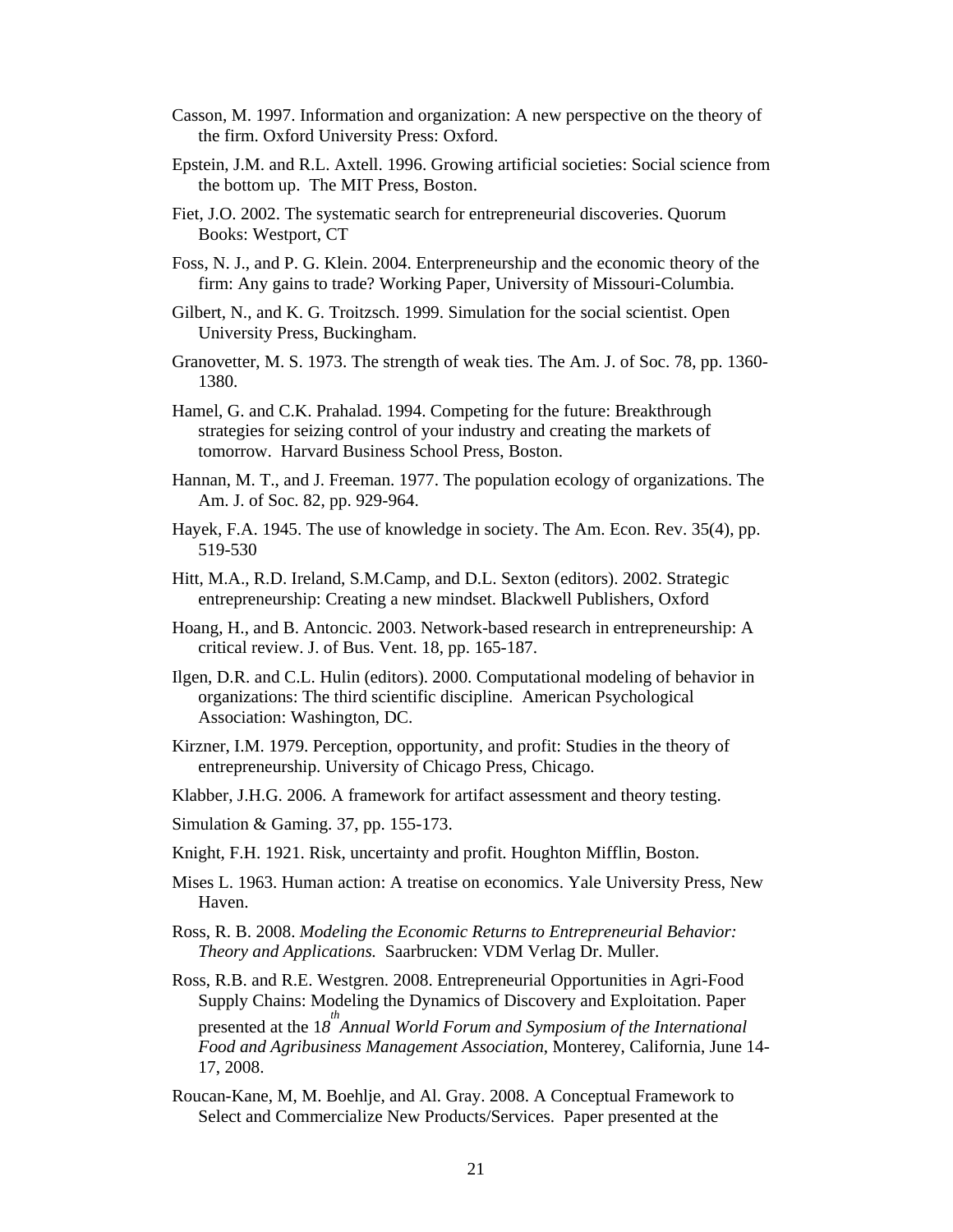Casson, M. 1997. Information and organization: A new perspective on the theory of the firm. Oxford University Press: Oxford.

Epstein, J.M. and R.L. Axtell. 1996. Growing artificial societies: Social science from the bottom up. The MIT Press, Boston.

Fiet, J.O. 2002. The systematic search for entrepreneurial discoveries. Quorum Books: Westport, CT

Foss, N. J., and P. G. Klein. 2004. Enterpreneurship and the economic theory of the firm: Any gains to trade? Working Paper, University of Missouri-Columbia.

Gilbert, N., and K. G. Troitzsch. 1999. Simulation for the social scientist. Open University Press, Buckingham.

Granovetter, M. S. 1973. The strength of weak ties. The Am. J. of Soc. 78, pp. 1360-1380.

Hamel, G. and C.K. Prahalad. 1994. Competing for the future: Breakthrough strategies for seizing control of your industry and creating the markets of tomorrow. Harvard Business School Press, Boston.

Hannan, M. T., and J. Freeman. 1977. The population ecology of organizations. The Am. J. of Soc. 82, pp. 929-964.

Hayek, F.A. 1945. The use of knowledge in society. The Am. Econ. Rev. 35(4), pp. 519-530

Hitt, M.A., R.D. Ireland, S.M.Camp, and D.L. Sexton (editors). 2002. Strategic entrepreneurship: Creating a new mindset. Blackwell Publishers, Oxford

Hoang, H., and B. Antoncic. 2003. Network-based research in entrepreneurship: A critical review. J. of Bus. Vent. 18, pp. 165-187.

Ilgen, D.R. and C.L. Hulin (editors). 2000. Computational modeling of behavior in organizations: The third scientific discipline. American Psychological Association: Washington, DC.

Kirzner, I.M. 1979. Perception, opportunity, and profit: Studies in the theory of entrepreneurship. University of Chicago Press, Chicago.

Klabber, J.H.G. 2006. A framework for artifact assessment and theory testing.

Simulation & Gaming. 37, pp. 155-173.

Knight, F.H. 1921. Risk, uncertainty and profit. Houghton Mifflin, Boston.

Mises L. 1963. Human action: A treatise on economics. Yale University Press, New Haven.

Ross, R. B. 2008. *Modeling the Economic Returns to Entrepreneurial Behavior: Theory and Applications.* Saarbrucken: VDM Verlag Dr. Muller.

Ross, R.B. and R.E. Westgren. 2008. Entrepreneurial Opportunities in Agri-Food Supply Chains: Modeling the Dynamics of Discovery and Exploitation. Paper presented at the 18th *Annual World Forum and Symposium of the International Food and Agribusiness Management Association*, Monterey, California, June 14-17, 2008.

Roucan-Kane, M, M. Boehlje, and Al. Gray. 2008. A Conceptual Framework to Select and Commercialize New Products/Services. Paper presented at the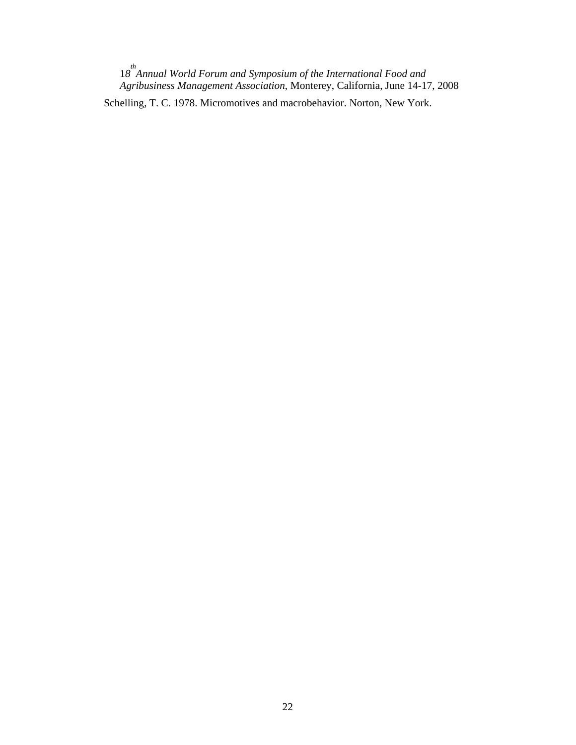Schelling, T. C. 1978. Micromotives and macrobehavior. Norton, New York.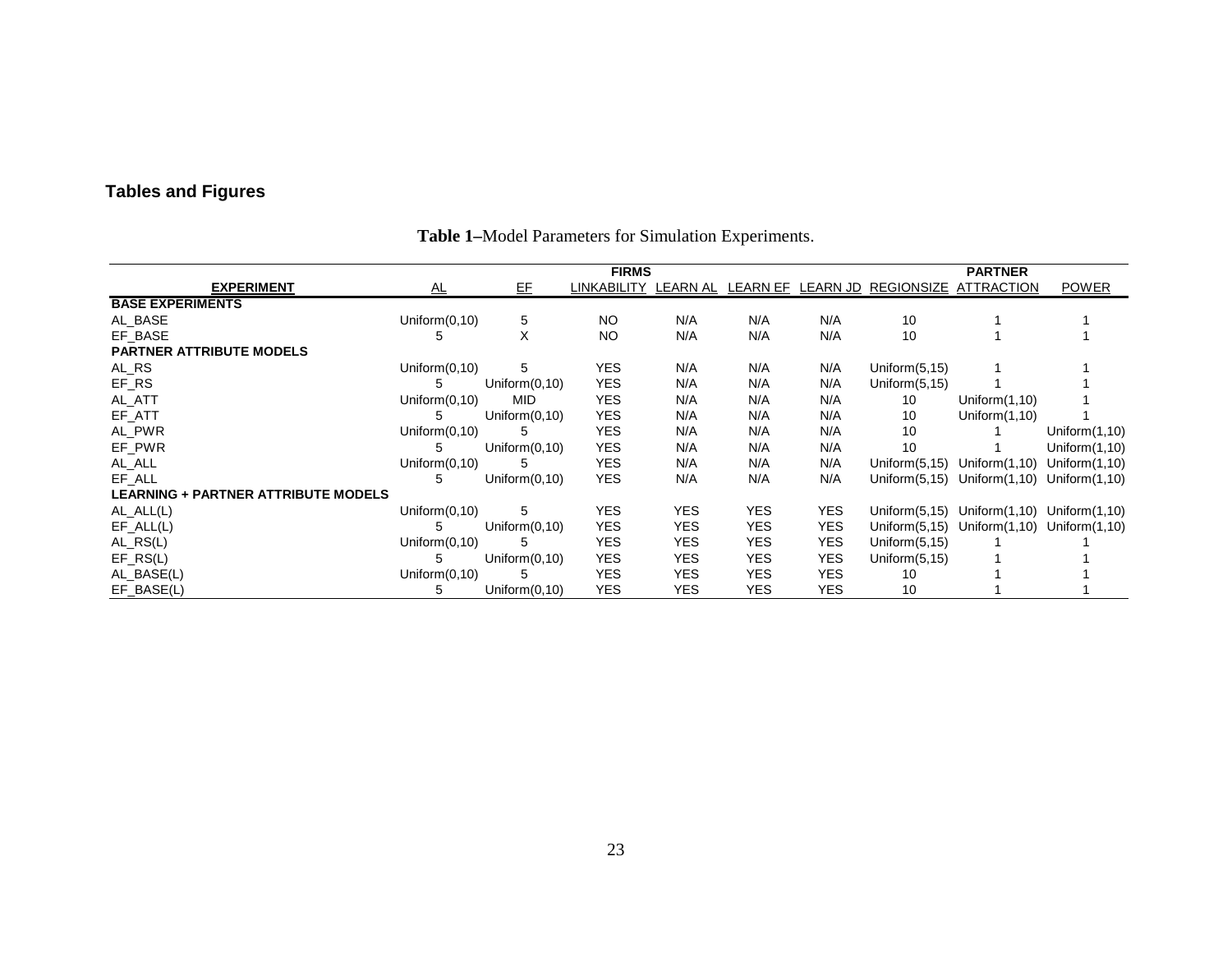## Tables and Figures

**Table 1–**Model Parameters for Simulation Experiments.

| | FIRMS | | | | | | | PARTNER | |
|---|---|---|---|---|---|---|---|---|---|
| **EXPERIMENT** | AL | EF | LINKABILITY | LEARN AL | LEARN EF | LEARN JD | REGIONSIZE | ATTRACTION | POWER |
| **BASE EXPERIMENTS** | | | | | | | | | |
| AL_BASE | Uniform(0,10) | 5 | NO | N/A | N/A | N/A | 10 | 1 | 1 |
| EF_BASE | 5 | X | NO | N/A | N/A | N/A | 10 | 1 | 1 |
| **PARTNER ATTRIBUTE MODELS** | | | | | | | | | |
| AL_RS | Uniform(0,10) | 5 | YES | N/A | N/A | N/A | Uniform(5,15) | 1 | 1 |
| EF_RS | 5 | Uniform(0,10) | YES | N/A | N/A | N/A | Uniform(5,15) | 1 | 1 |
| AL_ATT | Uniform(0,10) | MID | YES | N/A | N/A | N/A | 10 | Uniform(1,10) | 1 |
| EF_ATT | 5 | Uniform(0,10) | YES | N/A | N/A | N/A | 10 | Uniform(1,10) | 1 |
| AL_PWR | Uniform(0,10) | 5 | YES | N/A | N/A | N/A | 10 | 1 | Uniform(1,10) |
| EF_PWR | 5 | Uniform(0,10) | YES | N/A | N/A | N/A | 10 | 1 | Uniform(1,10) |
| AL_ALL | Uniform(0,10) | 5 | YES | N/A | N/A | N/A | Uniform(5,15) | Uniform(1,10) | Uniform(1,10) |
| EF_ALL | 5 | Uniform(0,10) | YES | N/A | N/A | N/A | Uniform(5,15) | Uniform(1,10) | Uniform(1,10) |
| **LEARNING + PARTNER ATTRIBUTE MODELS** | | | | | | | | | |
| AL_ALL(L) | Uniform(0,10) | 5 | YES | YES | YES | YES | Uniform(5,15) | Uniform(1,10) | Uniform(1,10) |
| EF_ALL(L) | 5 | Uniform(0,10) | YES | YES | YES | YES | Uniform(5,15) | Uniform(1,10) | Uniform(1,10) |
| AL_RS(L) | Uniform(0,10) | 5 | YES | YES | YES | YES | Uniform(5,15) | 1 | 1 |
| EF_RS(L) | 5 | Uniform(0,10) | YES | YES | YES | YES | Uniform(5,15) | 1 | 1 |
| AL_BASE(L) | Uniform(0,10) | 5 | YES | YES | YES | YES | 10 | 1 | 1 |
| EF_BASE(L) | 5 | Uniform(0,10) | YES | YES | YES | YES | 10 | 1 | 1 |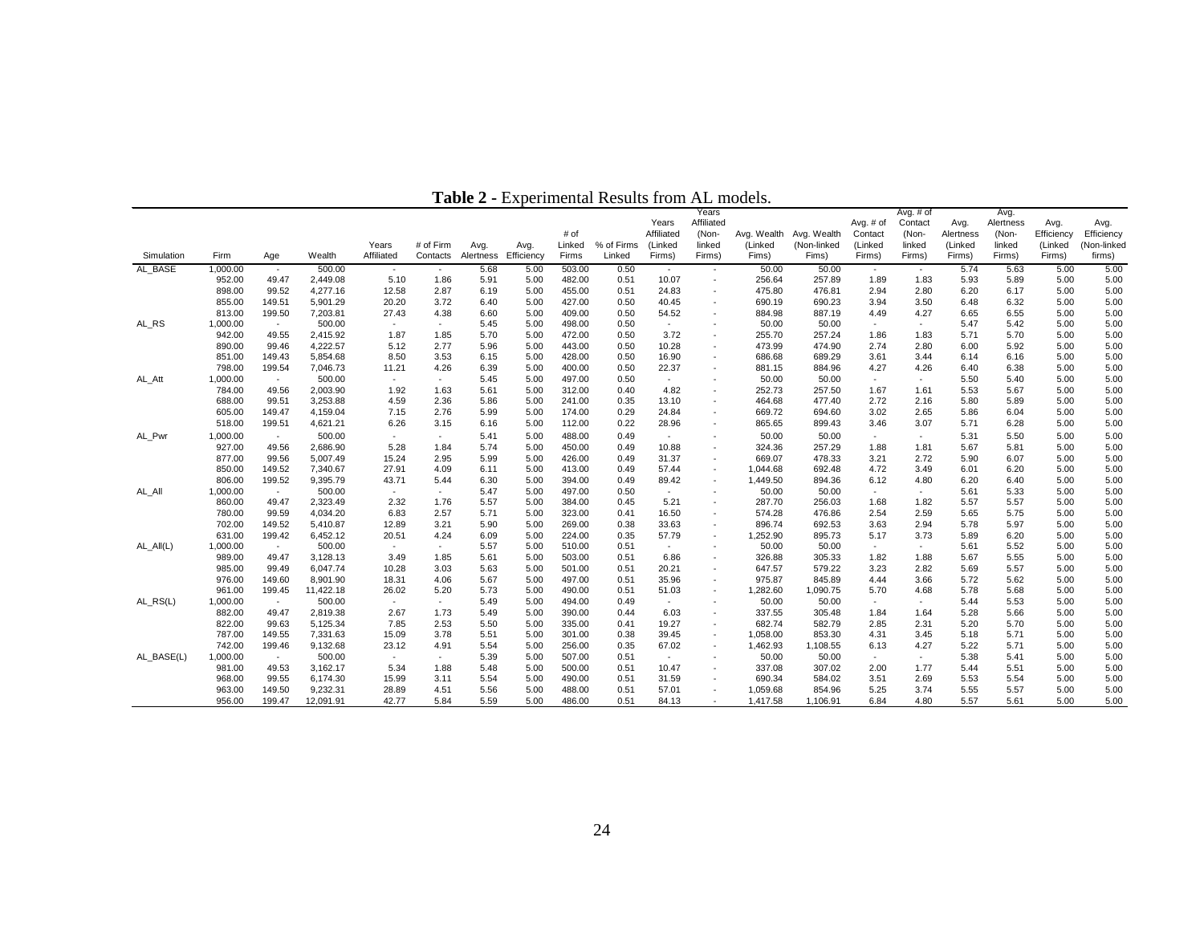**Table 2** - Experimental Results from AL models.

| Simulation | Firm | Age | Wealth | Years Affiliated | # of Firm Contacts | Avg. Alertness | Avg. Efficiency | # of Linked Firms | % of Firms Linked | Years Affiliated (Linked Firms) | Years Affiliated (Non-linked Firms) | Avg. Wealth (Linked Fims) | Avg. Wealth (Non-linked Fims) | Avg. # of Contact (Linked Firms) | Avg. # of Contact (Non-linked Firms) | Avg. Alertness (Linked Firms) | Avg. Alertness (Non-linked Firms) | Avg. Efficiency (Linked Firms) | Avg. Efficiency (Non-linked firms) |
|---|---|---|---|---|---|---|---|---|---|---|---|---|---|---|---|---|---|---|---|
| AL_BASE | 1,000.00 | - | 500.00 | - | - | 5.68 | 5.00 | 503.00 | 0.50 | - | - | 50.00 | 50.00 | - | - | 5.74 | 5.63 | 5.00 | 5.00 |
| | 952.00 | 49.47 | 2,449.08 | 5.10 | 1.86 | 5.91 | 5.00 | 482.00 | 0.51 | 10.07 | - | 256.64 | 257.89 | 1.89 | 1.83 | 5.93 | 5.89 | 5.00 | 5.00 |
| | 898.00 | 99.52 | 4,277.16 | 12.58 | 2.87 | 6.19 | 5.00 | 455.00 | 0.51 | 24.83 | - | 475.80 | 476.81 | 2.94 | 2.80 | 6.20 | 6.17 | 5.00 | 5.00 |
| | 855.00 | 149.51 | 5,901.29 | 20.20 | 3.72 | 6.40 | 5.00 | 427.00 | 0.50 | 40.45 | - | 690.19 | 690.23 | 3.94 | 3.50 | 6.48 | 6.32 | 5.00 | 5.00 |
| | 813.00 | 199.50 | 7,203.81 | 27.43 | 4.38 | 6.60 | 5.00 | 409.00 | 0.50 | 54.52 | - | 884.98 | 887.19 | 4.49 | 4.27 | 6.65 | 6.55 | 5.00 | 5.00 |
| AL_RS | 1,000.00 | - | 500.00 | - | - | 5.45 | 5.00 | 498.00 | 0.50 | - | - | 50.00 | 50.00 | - | - | 5.47 | 5.42 | 5.00 | 5.00 |
| | 942.00 | 49.55 | 2,415.92 | 1.87 | 1.85 | 5.70 | 5.00 | 472.00 | 0.50 | 3.72 | - | 255.70 | 257.24 | 1.86 | 1.83 | 5.71 | 5.70 | 5.00 | 5.00 |
| | 890.00 | 99.46 | 4,222.57 | 5.12 | 2.77 | 5.96 | 5.00 | 443.00 | 0.50 | 10.28 | - | 473.99 | 474.90 | 2.74 | 2.80 | 6.00 | 5.92 | 5.00 | 5.00 |
| | 851.00 | 149.43 | 5,854.68 | 8.50 | 3.53 | 6.15 | 5.00 | 428.00 | 0.50 | 16.90 | - | 686.68 | 689.29 | 3.61 | 3.44 | 6.14 | 6.16 | 5.00 | 5.00 |
| | 798.00 | 199.54 | 7,046.73 | 11.21 | 4.26 | 6.39 | 5.00 | 400.00 | 0.50 | 22.37 | - | 881.15 | 884.96 | 4.27 | 4.26 | 6.40 | 6.38 | 5.00 | 5.00 |
| AL_Att | 1,000.00 | - | 500.00 | - | - | 5.45 | 5.00 | 497.00 | 0.50 | - | - | 50.00 | 50.00 | - | - | 5.50 | 5.40 | 5.00 | 5.00 |
| | 784.00 | 49.56 | 2,003.90 | 1.92 | 1.63 | 5.61 | 5.00 | 312.00 | 0.40 | 4.82 | - | 252.73 | 257.50 | 1.67 | 1.61 | 5.53 | 5.67 | 5.00 | 5.00 |
| | 688.00 | 99.51 | 3,253.88 | 4.59 | 2.36 | 5.86 | 5.00 | 241.00 | 0.35 | 13.10 | - | 464.68 | 477.40 | 2.72 | 2.16 | 5.80 | 5.89 | 5.00 | 5.00 |
| | 605.00 | 149.47 | 4,159.04 | 7.15 | 2.76 | 5.99 | 5.00 | 174.00 | 0.29 | 24.84 | - | 669.72 | 694.60 | 3.02 | 2.65 | 5.86 | 6.04 | 5.00 | 5.00 |
| | 518.00 | 199.51 | 4,621.21 | 6.26 | 3.15 | 6.16 | 5.00 | 112.00 | 0.22 | 28.96 | - | 865.65 | 899.43 | 3.46 | 3.07 | 5.71 | 6.28 | 5.00 | 5.00 |
| AL_Pwr | 1,000.00 | - | 500.00 | - | - | 5.41 | 5.00 | 488.00 | 0.49 | - | - | 50.00 | 50.00 | - | - | 5.31 | 5.50 | 5.00 | 5.00 |
| | 927.00 | 49.56 | 2,686.90 | 5.28 | 1.84 | 5.74 | 5.00 | 450.00 | 0.49 | 10.88 | - | 324.36 | 257.29 | 1.88 | 1.81 | 5.67 | 5.81 | 5.00 | 5.00 |
| | 877.00 | 99.56 | 5,007.49 | 15.24 | 2.95 | 5.99 | 5.00 | 426.00 | 0.49 | 31.37 | - | 669.07 | 478.33 | 3.21 | 2.72 | 5.90 | 6.07 | 5.00 | 5.00 |
| | 850.00 | 149.52 | 7,340.67 | 27.91 | 4.09 | 6.11 | 5.00 | 413.00 | 0.49 | 57.44 | - | 1,044.68 | 692.48 | 4.72 | 3.49 | 6.01 | 6.20 | 5.00 | 5.00 |
| | 806.00 | 199.52 | 9,395.79 | 43.71 | 5.44 | 6.30 | 5.00 | 394.00 | 0.49 | 89.42 | - | 1,449.50 | 894.36 | 6.12 | 4.80 | 6.20 | 6.40 | 5.00 | 5.00 |
| AL_All | 1,000.00 | - | 500.00 | - | - | 5.47 | 5.00 | 497.00 | 0.50 | - | - | 50.00 | 50.00 | - | - | 5.61 | 5.33 | 5.00 | 5.00 |
| | 860.00 | 49.47 | 2,323.49 | 2.32 | 1.76 | 5.57 | 5.00 | 384.00 | 0.45 | 5.21 | - | 287.70 | 256.03 | 1.68 | 1.82 | 5.57 | 5.57 | 5.00 | 5.00 |
| | 780.00 | 99.59 | 4,034.20 | 6.83 | 2.57 | 5.71 | 5.00 | 323.00 | 0.41 | 16.50 | - | 574.28 | 476.86 | 2.54 | 2.59 | 5.65 | 5.75 | 5.00 | 5.00 |
| | 702.00 | 149.52 | 5,410.87 | 12.89 | 3.21 | 5.90 | 5.00 | 269.00 | 0.38 | 33.63 | - | 896.74 | 692.53 | 3.63 | 2.94 | 5.78 | 5.97 | 5.00 | 5.00 |
| | 631.00 | 199.42 | 6,452.12 | 20.51 | 4.24 | 6.09 | 5.00 | 224.00 | 0.35 | 57.79 | - | 1,252.90 | 895.73 | 5.17 | 3.73 | 5.89 | 6.20 | 5.00 | 5.00 |
| AL_All(L) | 1,000.00 | - | 500.00 | - | - | 5.57 | 5.00 | 510.00 | 0.51 | - | - | 50.00 | 50.00 | - | - | 5.61 | 5.52 | 5.00 | 5.00 |
| | 989.00 | 49.47 | 3,128.13 | 3.49 | 1.85 | 5.61 | 5.00 | 503.00 | 0.51 | 6.86 | - | 326.88 | 305.33 | 1.82 | 1.88 | 5.67 | 5.55 | 5.00 | 5.00 |
| | 985.00 | 99.49 | 6,047.74 | 10.28 | 3.03 | 5.63 | 5.00 | 501.00 | 0.51 | 20.21 | - | 647.57 | 579.22 | 3.23 | 2.82 | 5.69 | 5.57 | 5.00 | 5.00 |
| | 976.00 | 149.60 | 8,901.90 | 18.31 | 4.06 | 5.67 | 5.00 | 497.00 | 0.51 | 35.96 | - | 975.87 | 845.89 | 4.44 | 3.66 | 5.72 | 5.62 | 5.00 | 5.00 |
| | 961.00 | 199.45 | 11,422.18 | 26.02 | 5.20 | 5.73 | 5.00 | 490.00 | 0.51 | 51.03 | - | 1,282.60 | 1,090.75 | 5.70 | 4.68 | 5.78 | 5.68 | 5.00 | 5.00 |
| AL_RS(L) | 1,000.00 | - | 500.00 | - | - | 5.49 | 5.00 | 494.00 | 0.49 | - | - | 50.00 | 50.00 | - | - | 5.44 | 5.53 | 5.00 | 5.00 |
| | 882.00 | 49.47 | 2,819.38 | 2.67 | 1.73 | 5.49 | 5.00 | 390.00 | 0.44 | 6.03 | - | 337.55 | 305.48 | 1.84 | 1.64 | 5.28 | 5.66 | 5.00 | 5.00 |
| | 822.00 | 99.63 | 5,125.34 | 7.85 | 2.53 | 5.50 | 5.00 | 335.00 | 0.41 | 19.27 | - | 682.74 | 582.79 | 2.85 | 2.31 | 5.20 | 5.70 | 5.00 | 5.00 |
| | 787.00 | 149.55 | 7,331.63 | 15.09 | 3.78 | 5.51 | 5.00 | 301.00 | 0.38 | 39.45 | - | 1,058.00 | 853.30 | 4.31 | 3.45 | 5.18 | 5.71 | 5.00 | 5.00 |
| | 742.00 | 199.46 | 9,132.68 | 23.12 | 4.91 | 5.54 | 5.00 | 256.00 | 0.35 | 67.02 | - | 1,462.93 | 1,108.55 | 6.13 | 4.27 | 5.22 | 5.71 | 5.00 | 5.00 |
| AL_BASE(L) | 1,000.00 | - | 500.00 | - | - | 5.39 | 5.00 | 507.00 | 0.51 | - | - | 50.00 | 50.00 | - | - | 5.38 | 5.41 | 5.00 | 5.00 |
| | 981.00 | 49.53 | 3,162.17 | 5.34 | 1.88 | 5.48 | 5.00 | 500.00 | 0.51 | 10.47 | - | 337.08 | 307.02 | 2.00 | 1.77 | 5.44 | 5.51 | 5.00 | 5.00 |
| | 968.00 | 99.55 | 6,174.30 | 15.99 | 3.11 | 5.54 | 5.00 | 490.00 | 0.51 | 31.59 | - | 690.34 | 584.02 | 3.51 | 2.69 | 5.53 | 5.54 | 5.00 | 5.00 |
| | 963.00 | 149.50 | 9,232.31 | 28.89 | 4.51 | 5.56 | 5.00 | 488.00 | 0.51 | 57.01 | - | 1,059.68 | 854.96 | 5.25 | 3.74 | 5.55 | 5.57 | 5.00 | 5.00 |
| | 956.00 | 199.47 | 12,091.91 | 42.77 | 5.84 | 5.59 | 5.00 | 486.00 | 0.51 | 84.13 | - | 1,417.58 | 1,106.91 | 6.84 | 4.80 | 5.57 | 5.61 | 5.00 | 5.00 |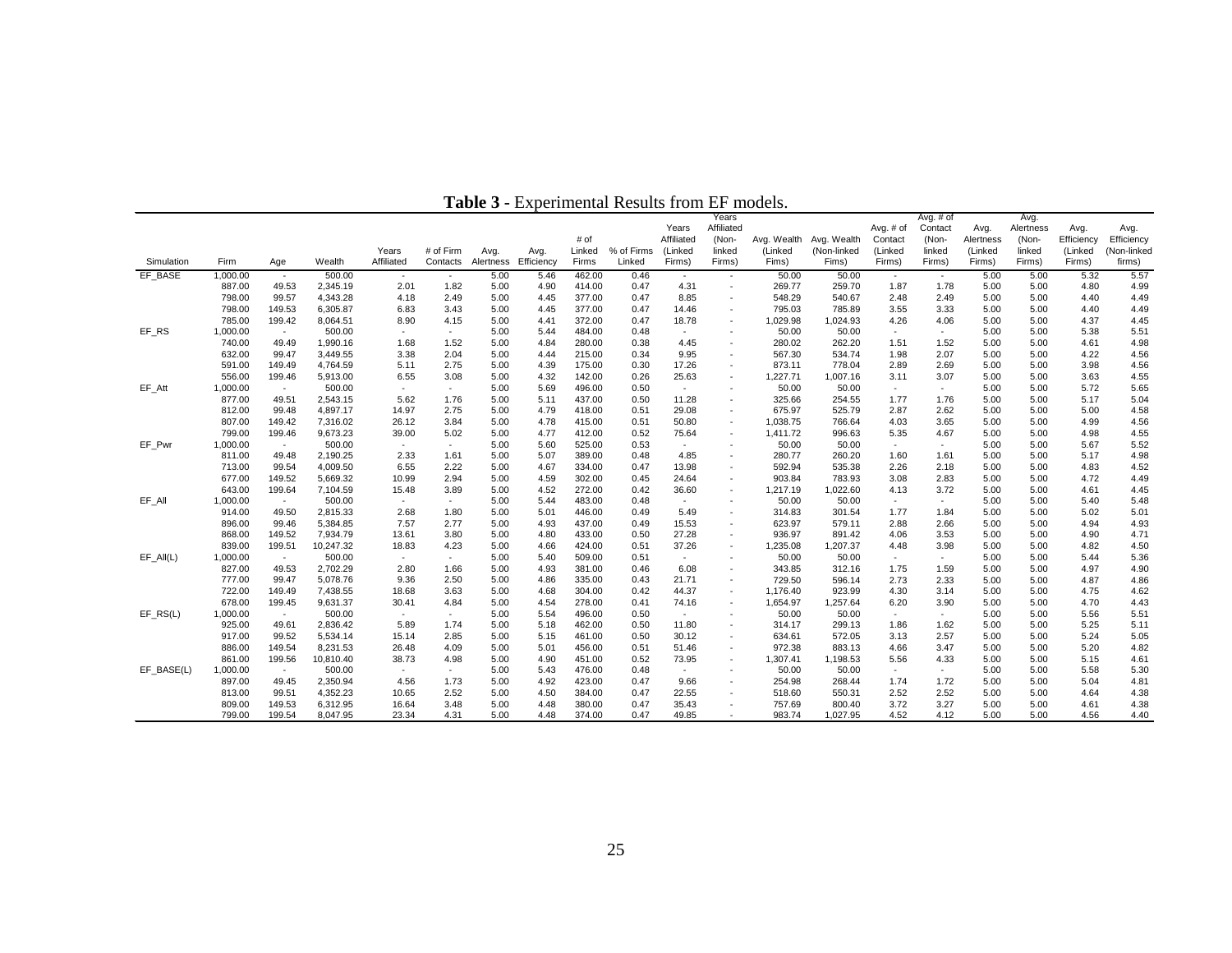**Table 3** - Experimental Results from EF models.

| Simulation | Firm | Age | Wealth | Years Affiliated | # of Firm Contacts | Avg. Alertness | Avg. Efficiency | # of Linked Firms | % of Firms Linked | Years Affiliated (Linked Firms) | Years Affiliated (Non-linked Firms) | Avg. Wealth (Linked Fims) | Avg. Wealth (Non-linked Fims) | Avg. # of Contact (Linked Firms) | Avg. # of Contact (Non-linked Firms) | Avg. Alertness (Linked Firms) | Avg. Alertness (Non-linked Firms) | Avg. Efficiency (Linked Firms) | Avg. Efficiency (Non-linked firms) |
|---|---|---|---|---|---|---|---|---|---|---|---|---|---|---|---|---|---|---|---|
| EF_BASE | 1,000.00 | - | 500.00 | - | - | 5.00 | 5.46 | 462.00 | 0.46 | - | - | 50.00 | 50.00 | - | - | 5.00 | 5.00 | 5.32 | 5.57 |
| | 887.00 | 49.53 | 2,345.19 | 2.01 | 1.82 | 5.00 | 4.90 | 414.00 | 0.47 | 4.31 | - | 269.77 | 259.70 | 1.87 | 1.78 | 5.00 | 5.00 | 4.80 | 4.99 |
| | 798.00 | 99.57 | 4,343.28 | 4.18 | 2.49 | 5.00 | 4.45 | 377.00 | 0.47 | 8.85 | - | 548.29 | 540.67 | 2.48 | 2.49 | 5.00 | 5.00 | 4.40 | 4.49 |
| | 798.00 | 149.53 | 6,305.87 | 6.83 | 3.43 | 5.00 | 4.45 | 377.00 | 0.47 | 14.46 | - | 795.03 | 785.89 | 3.55 | 3.33 | 5.00 | 5.00 | 4.40 | 4.49 |
| | 785.00 | 199.42 | 8,064.51 | 8.90 | 4.15 | 5.00 | 4.41 | 372.00 | 0.47 | 18.78 | - | 1,029.98 | 1,024.93 | 4.26 | 4.06 | 5.00 | 5.00 | 4.37 | 4.45 |
| EF_RS | 1,000.00 | - | 500.00 | - | - | 5.00 | 5.44 | 484.00 | 0.48 | - | - | 50.00 | 50.00 | - | - | 5.00 | 5.00 | 5.38 | 5.51 |
| | 740.00 | 49.49 | 1,990.16 | 1.68 | 1.52 | 5.00 | 4.84 | 280.00 | 0.38 | 4.45 | - | 280.02 | 262.20 | 1.51 | 1.52 | 5.00 | 5.00 | 4.61 | 4.98 |
| | 632.00 | 99.47 | 3,449.55 | 3.38 | 2.04 | 5.00 | 4.44 | 215.00 | 0.34 | 9.95 | - | 567.30 | 534.74 | 1.98 | 2.07 | 5.00 | 5.00 | 4.22 | 4.56 |
| | 591.00 | 149.49 | 4,764.59 | 5.11 | 2.75 | 5.00 | 4.39 | 175.00 | 0.30 | 17.26 | - | 873.11 | 778.04 | 2.89 | 2.69 | 5.00 | 5.00 | 3.98 | 4.56 |
| | 556.00 | 199.46 | 5,913.00 | 6.55 | 3.08 | 5.00 | 4.32 | 142.00 | 0.26 | 25.63 | - | 1,227.71 | 1,007.16 | 3.11 | 3.07 | 5.00 | 5.00 | 3.63 | 4.55 |
| EF_Att | 1,000.00 | - | 500.00 | - | - | 5.00 | 5.69 | 496.00 | 0.50 | - | - | 50.00 | 50.00 | - | - | 5.00 | 5.00 | 5.72 | 5.65 |
| | 877.00 | 49.51 | 2,543.15 | 5.62 | 1.76 | 5.00 | 5.11 | 437.00 | 0.50 | 11.28 | - | 325.66 | 254.55 | 1.77 | 1.76 | 5.00 | 5.00 | 5.17 | 5.04 |
| | 812.00 | 99.48 | 4,897.17 | 14.97 | 2.75 | 5.00 | 4.79 | 418.00 | 0.51 | 29.08 | - | 675.97 | 525.79 | 2.87 | 2.62 | 5.00 | 5.00 | 5.00 | 4.58 |
| | 807.00 | 149.42 | 7,316.02 | 26.12 | 3.84 | 5.00 | 4.78 | 415.00 | 0.51 | 50.80 | - | 1,038.75 | 766.64 | 4.03 | 3.65 | 5.00 | 5.00 | 4.99 | 4.56 |
| | 799.00 | 199.46 | 9,673.23 | 39.00 | 5.02 | 5.00 | 4.77 | 412.00 | 0.52 | 75.64 | - | 1,411.72 | 996.63 | 5.35 | 4.67 | 5.00 | 5.00 | 4.98 | 4.55 |
| EF_Pwr | 1,000.00 | - | 500.00 | - | - | 5.00 | 5.60 | 525.00 | 0.53 | - | - | 50.00 | 50.00 | - | - | 5.00 | 5.00 | 5.67 | 5.52 |
| | 811.00 | 49.48 | 2,190.25 | 2.33 | 1.61 | 5.00 | 5.07 | 389.00 | 0.48 | 4.85 | - | 280.77 | 260.20 | 1.60 | 1.61 | 5.00 | 5.00 | 5.17 | 4.98 |
| | 713.00 | 99.54 | 4,009.50 | 6.55 | 2.22 | 5.00 | 4.67 | 334.00 | 0.47 | 13.98 | - | 592.94 | 535.38 | 2.26 | 2.18 | 5.00 | 5.00 | 4.83 | 4.52 |
| | 677.00 | 149.52 | 5,669.32 | 10.99 | 2.94 | 5.00 | 4.59 | 302.00 | 0.45 | 24.64 | - | 903.84 | 783.93 | 3.08 | 2.83 | 5.00 | 5.00 | 4.72 | 4.49 |
| | 643.00 | 199.64 | 7,104.59 | 15.48 | 3.89 | 5.00 | 4.52 | 272.00 | 0.42 | 36.60 | - | 1,217.19 | 1,022.60 | 4.13 | 3.72 | 5.00 | 5.00 | 4.61 | 4.45 |
| EF_All | 1,000.00 | - | 500.00 | - | - | 5.00 | 5.44 | 483.00 | 0.48 | - | - | 50.00 | 50.00 | - | - | 5.00 | 5.00 | 5.40 | 5.48 |
| | 914.00 | 49.50 | 2,815.33 | 2.68 | 1.80 | 5.00 | 5.01 | 446.00 | 0.49 | 5.49 | - | 314.83 | 301.54 | 1.77 | 1.84 | 5.00 | 5.00 | 5.02 | 5.01 |
| | 896.00 | 99.46 | 5,384.85 | 7.57 | 2.77 | 5.00 | 4.93 | 437.00 | 0.49 | 15.53 | - | 623.97 | 579.11 | 2.88 | 2.66 | 5.00 | 5.00 | 4.94 | 4.93 |
| | 868.00 | 149.52 | 7,934.79 | 13.61 | 3.80 | 5.00 | 4.80 | 433.00 | 0.50 | 27.28 | - | 936.97 | 891.42 | 4.06 | 3.53 | 5.00 | 5.00 | 4.90 | 4.71 |
| | 839.00 | 199.51 | 10,247.32 | 18.83 | 4.23 | 5.00 | 4.66 | 424.00 | 0.51 | 37.26 | - | 1,235.08 | 1,207.37 | 4.48 | 3.98 | 5.00 | 5.00 | 4.82 | 4.50 |
| EF_All(L) | 1,000.00 | - | 500.00 | - | - | 5.00 | 5.40 | 509.00 | 0.51 | - | - | 50.00 | 50.00 | - | - | 5.00 | 5.00 | 5.44 | 5.36 |
| | 827.00 | 49.53 | 2,702.29 | 2.80 | 1.66 | 5.00 | 4.93 | 381.00 | 0.46 | 6.08 | - | 343.85 | 312.16 | 1.75 | 1.59 | 5.00 | 5.00 | 4.97 | 4.90 |
| | 777.00 | 99.47 | 5,078.76 | 9.36 | 2.50 | 5.00 | 4.86 | 335.00 | 0.43 | 21.71 | - | 729.50 | 596.14 | 2.73 | 2.33 | 5.00 | 5.00 | 4.87 | 4.86 |
| | 722.00 | 149.49 | 7,438.55 | 18.68 | 3.63 | 5.00 | 4.68 | 304.00 | 0.42 | 44.37 | - | 1,176.40 | 923.99 | 4.30 | 3.14 | 5.00 | 5.00 | 4.75 | 4.62 |
| | 678.00 | 199.45 | 9,631.37 | 30.41 | 4.84 | 5.00 | 4.54 | 278.00 | 0.41 | 74.16 | - | 1,654.97 | 1,257.64 | 6.20 | 3.90 | 5.00 | 5.00 | 4.70 | 4.43 |
| EF_RS(L) | 1,000.00 | - | 500.00 | - | - | 5.00 | 5.54 | 496.00 | 0.50 | - | - | 50.00 | 50.00 | - | - | 5.00 | 5.00 | 5.56 | 5.51 |
| | 925.00 | 49.61 | 2,836.42 | 5.89 | 1.74 | 5.00 | 5.18 | 462.00 | 0.50 | 11.80 | - | 314.17 | 299.13 | 1.86 | 1.62 | 5.00 | 5.00 | 5.25 | 5.11 |
| | 917.00 | 99.52 | 5,534.14 | 15.14 | 2.85 | 5.00 | 5.15 | 461.00 | 0.50 | 30.12 | - | 634.61 | 572.05 | 3.13 | 2.57 | 5.00 | 5.00 | 5.24 | 5.05 |
| | 886.00 | 149.54 | 8,231.53 | 26.48 | 4.09 | 5.00 | 5.01 | 456.00 | 0.51 | 51.46 | - | 972.38 | 883.13 | 4.66 | 3.47 | 5.00 | 5.00 | 5.20 | 4.82 |
| | 861.00 | 199.56 | 10,810.40 | 38.73 | 4.98 | 5.00 | 4.90 | 451.00 | 0.52 | 73.95 | - | 1,307.41 | 1,198.53 | 5.56 | 4.33 | 5.00 | 5.00 | 5.15 | 4.61 |
| EF_BASE(L) | 1,000.00 | - | 500.00 | - | - | 5.00 | 5.43 | 476.00 | 0.48 | - | - | 50.00 | 50.00 | - | - | 5.00 | 5.00 | 5.58 | 5.30 |
| | 897.00 | 49.45 | 2,350.94 | 4.56 | 1.73 | 5.00 | 4.92 | 423.00 | 0.47 | 9.66 | - | 254.98 | 268.44 | 1.74 | 1.72 | 5.00 | 5.00 | 5.04 | 4.81 |
| | 813.00 | 99.51 | 4,352.23 | 10.65 | 2.52 | 5.00 | 4.50 | 384.00 | 0.47 | 22.55 | - | 518.60 | 550.31 | 2.52 | 2.52 | 5.00 | 5.00 | 4.64 | 4.38 |
| | 809.00 | 149.53 | 6,312.95 | 16.64 | 3.48 | 5.00 | 4.48 | 380.00 | 0.47 | 35.43 | - | 757.69 | 800.40 | 3.72 | 3.27 | 5.00 | 5.00 | 4.61 | 4.38 |
| | 799.00 | 199.54 | 8,047.95 | 23.34 | 4.31 | 5.00 | 4.48 | 374.00 | 0.47 | 49.85 | - | 983.74 | 1,027.95 | 4.52 | 4.12 | 5.00 | 5.00 | 4.56 | 4.40 |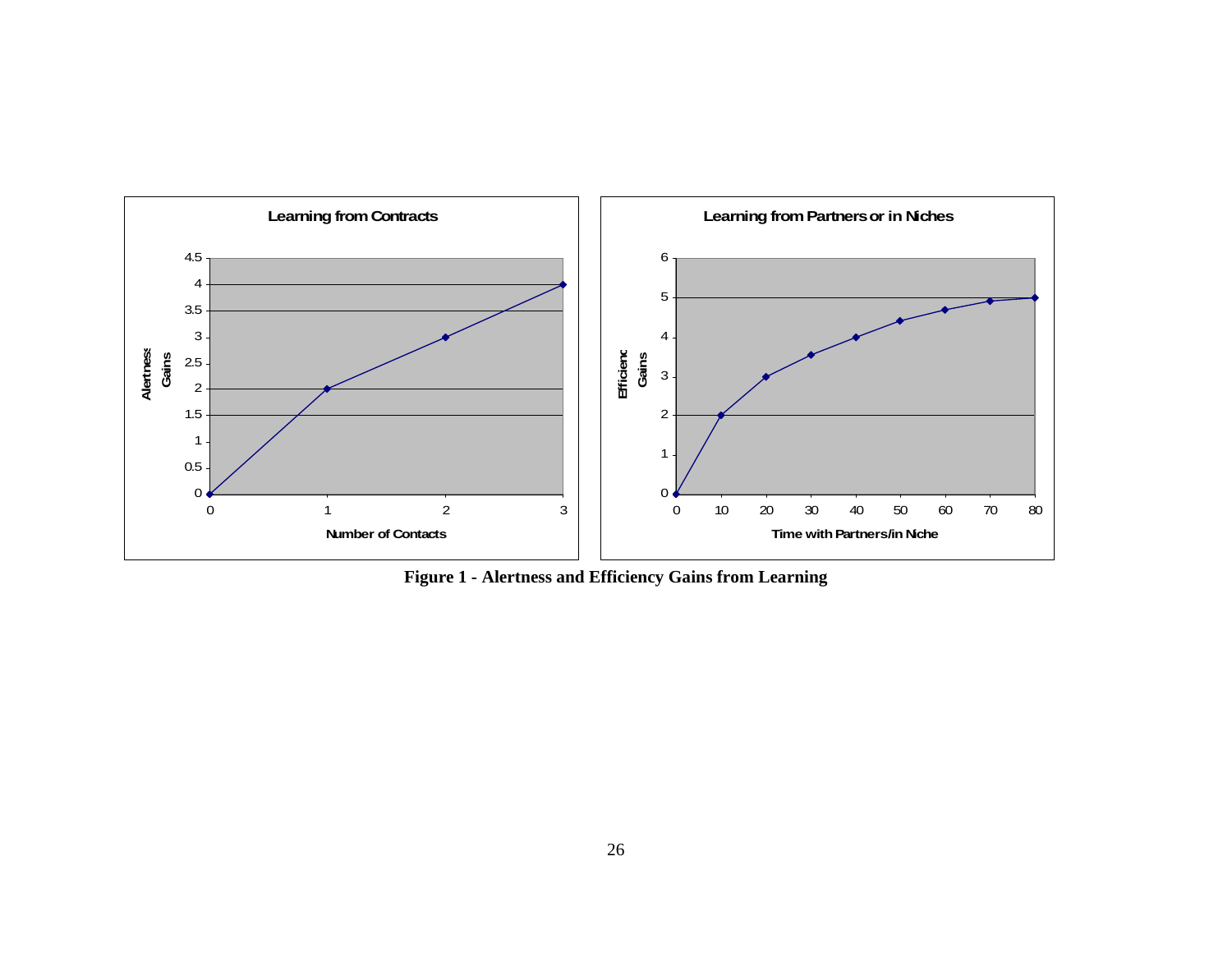**Figure 1 - Alertness and Efficiency Gains from Learning**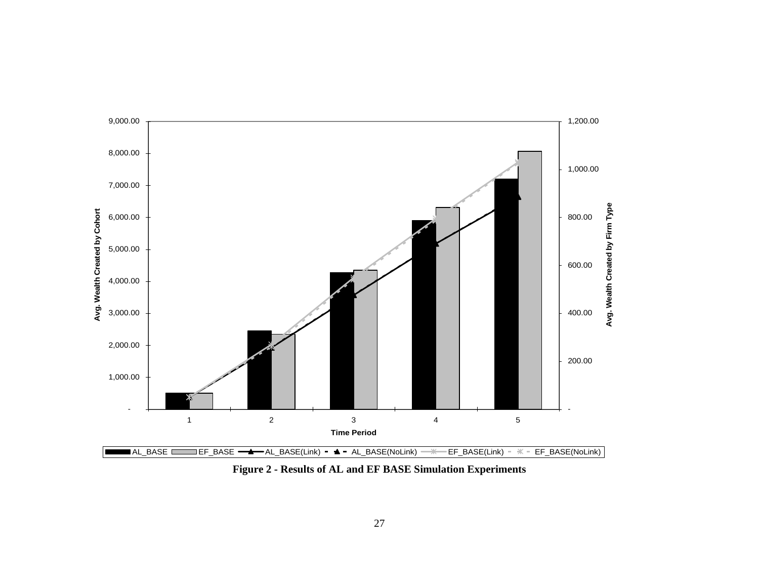9,000.00
8,000.00
7,000.00
6,000.00
5,000.00
4,000.00
3,000.00
2,000.00
1,000.00
-

Avg. Wealth Created by Cohort

1,200.00
1,000.00
800.00
600.00
400.00
200.00
-

Avg. Wealth Created by Firm Type

1
2
3
4
5

Time Period

AL_BASE EF_BASE AL_BASE(Link) AL_BASE(NoLink) EF_BASE(Link) EF_BASE(NoLink)

**Figure 2 - Results of AL and EF BASE Simulation Experiments**